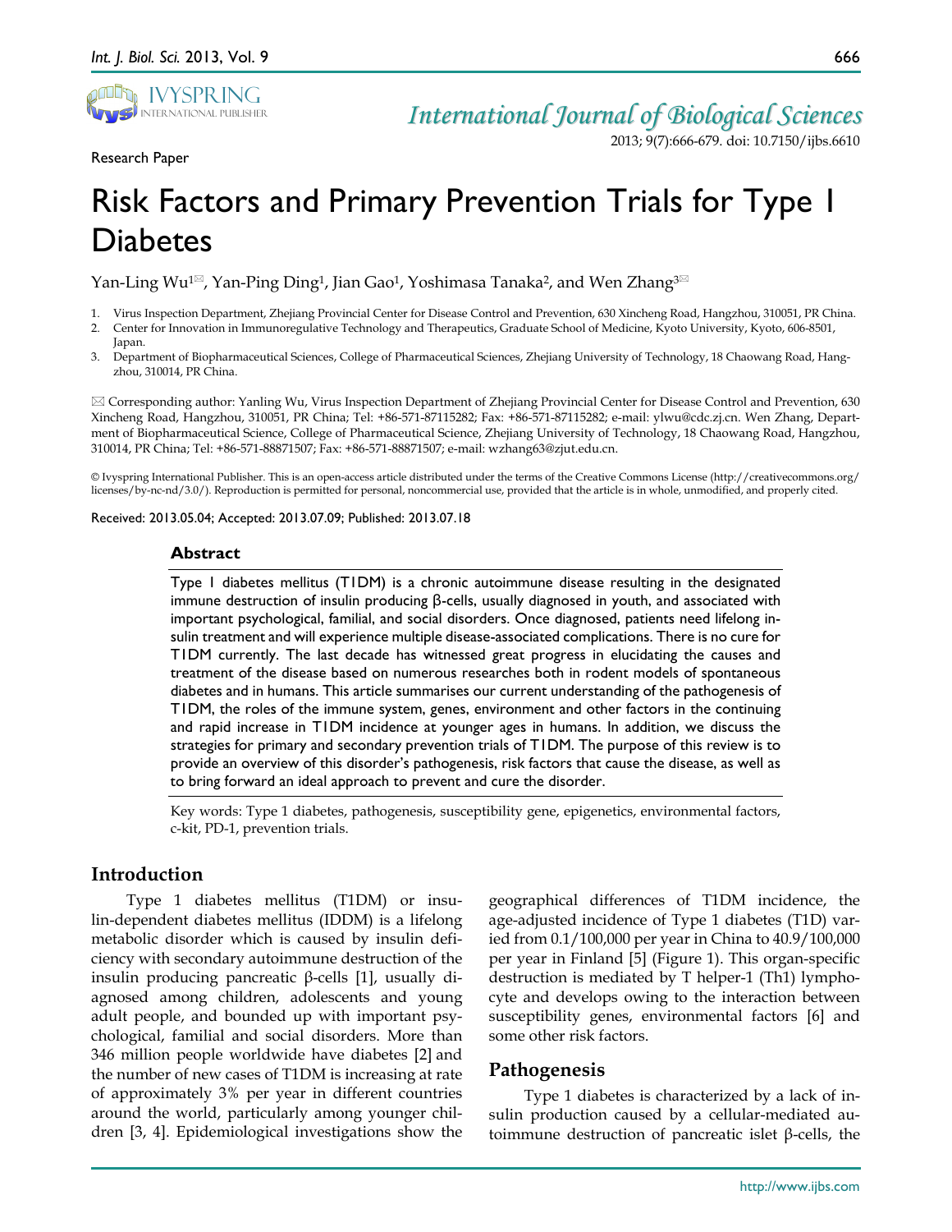Research Paper

# Risk Factors and Primary Prevention Trials for Type 1 Diabetes

Yan-Ling Wu[1]✉, Yan-Ping Ding[1], Jian Gao[1], Yoshimasa Tanaka[2], and Wen Zhang[3]✉

1. Virus Inspection Department, Zhejiang Provincial Center for Disease Control and Prevention, 630 Xincheng Road, Hangzhou, 310051, PR China.
2. Center for Innovation in Immunoregulative Technology and Therapeutics, Graduate School of Medicine, Kyoto University, Kyoto, 606-8501, Japan.
3. Department of Biopharmaceutical Sciences, College of Pharmaceutical Sciences, Zhejiang University of Technology, 18 Chaowang Road, Hangzhou, 310014, PR China.

✉ Corresponding author: Yanling Wu, Virus Inspection Department of Zhejiang Provincial Center for Disease Control and Prevention, 630 Xincheng Road, Hangzhou, 310051, PR China; Tel: +86-571-87115282; Fax: +86-571-87115282; e-mail: ylwu@cdc.zj.cn. Wen Zhang, Department of Biopharmaceutical Science, College of Pharmaceutical Science, Zhejiang University of Technology, 18 Chaowang Road, Hangzhou, 310014, PR China; Tel: +86-571-88871507; Fax: +86-571-88871507; e-mail: wzhang63@zjut.edu.cn.

© Ivyspring International Publisher. This is an open-access article distributed under the terms of the Creative Commons License (http://creativecommons.org/licenses/by-nc-nd/3.0/). Reproduction is permitted for personal, noncommercial use, provided that the article is in whole, unmodified, and properly cited.

Received: 2013.05.04; Accepted: 2013.07.09; Published: 2013.07.18

## Abstract

Type I diabetes mellitus (T1DM) is a chronic autoimmune disease resulting in the designated immune destruction of insulin producing β-cells, usually diagnosed in youth, and associated with important psychological, familial, and social disorders. Once diagnosed, patients need lifelong insulin treatment and will experience multiple disease-associated complications. There is no cure for T1DM currently. The last decade has witnessed great progress in elucidating the causes and treatment of the disease based on numerous researches both in rodent models of spontaneous diabetes and in humans. This article summarises our current understanding of the pathogenesis of T1DM, the roles of the immune system, genes, environment and other factors in the continuing and rapid increase in T1DM incidence at younger ages in humans. In addition, we discuss the strategies for primary and secondary prevention trials of T1DM. The purpose of this review is to provide an overview of this disorder's pathogenesis, risk factors that cause the disease, as well as to bring forward an ideal approach to prevent and cure the disorder.

Key words: Type 1 diabetes, pathogenesis, susceptibility gene, epigenetics, environmental factors, c-kit, PD-1, prevention trials.

## Introduction

Type 1 diabetes mellitus (T1DM) or insulin-dependent diabetes mellitus (IDDM) is a lifelong metabolic disorder which is caused by insulin deficiency with secondary autoimmune destruction of the insulin producing pancreatic β-cells [1], usually diagnosed among children, adolescents and young adult people, and bounded up with important psychological, familial and social disorders. More than 346 million people worldwide have diabetes [2] and the number of new cases of T1DM is increasing at rate of approximately 3% per year in different countries around the world, particularly among younger children [3, 4]. Epidemiological investigations show the geographical differences of T1DM incidence, the age-adjusted incidence of Type 1 diabetes (T1D) varied from 0.1/100,000 per year in China to 40.9/100,000 per year in Finland [5] (Figure 1). This organ-specific destruction is mediated by T helper-1 (Th1) lymphocyte and develops owing to the interaction between susceptibility genes, environmental factors [6] and some other risk factors.

## Pathogenesis

Type 1 diabetes is characterized by a lack of insulin production caused by a cellular-mediated autoimmune destruction of pancreatic islet β-cells, the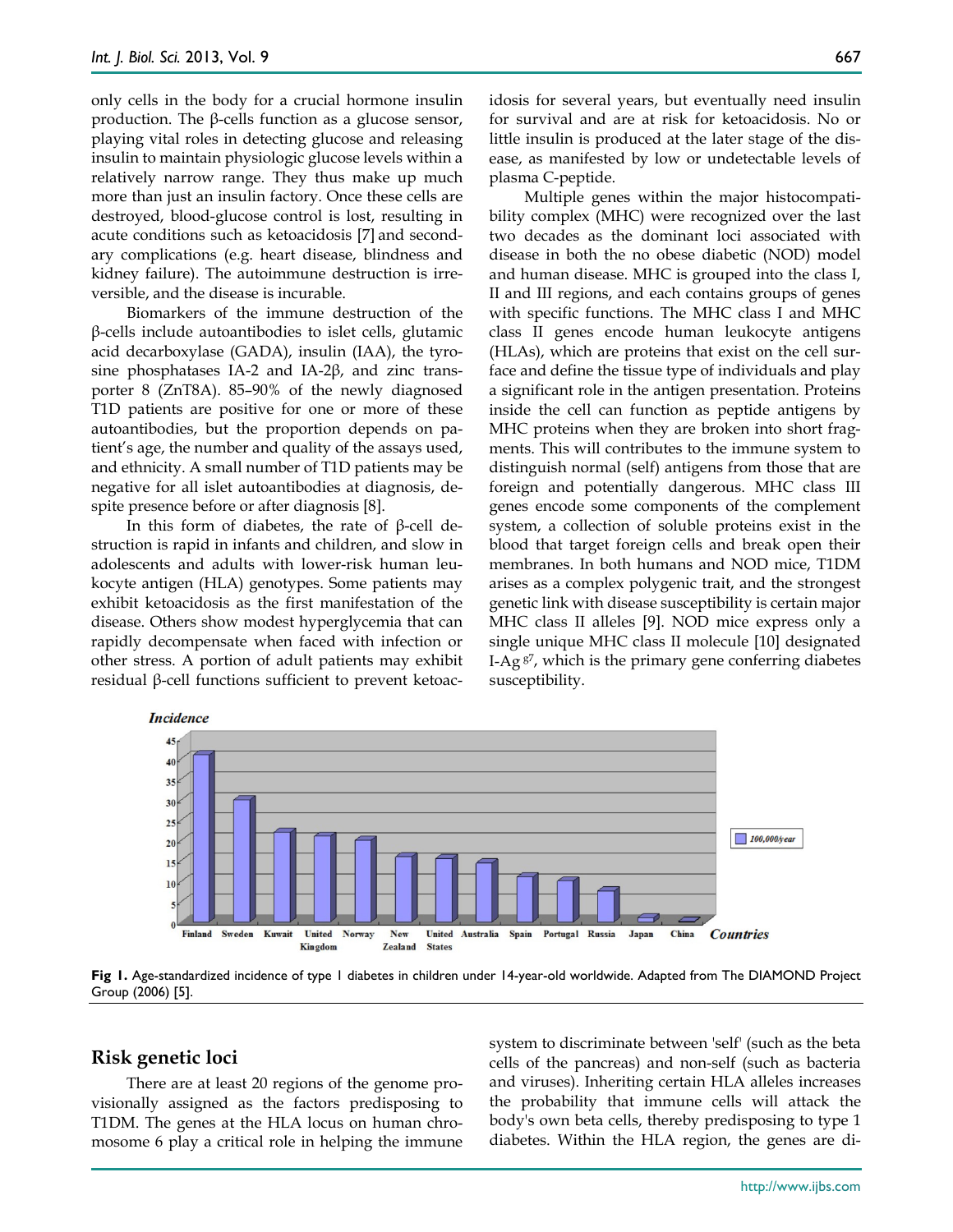only cells in the body for a crucial hormone insulin production. The β-cells function as a glucose sensor, playing vital roles in detecting glucose and releasing insulin to maintain physiologic glucose levels within a relatively narrow range. They thus make up much more than just an insulin factory. Once these cells are destroyed, blood-glucose control is lost, resulting in acute conditions such as ketoacidosis [7] and secondary complications (e.g. heart disease, blindness and kidney failure). The autoimmune destruction is irreversible, and the disease is incurable.

Biomarkers of the immune destruction of the β-cells include autoantibodies to islet cells, glutamic acid decarboxylase (GADA), insulin (IAA), the tyrosine phosphatases IA-2 and IA-2β, and zinc transporter 8 (ZnT8A). 85–90% of the newly diagnosed T1D patients are positive for one or more of these autoantibodies, but the proportion depends on patient's age, the number and quality of the assays used, and ethnicity. A small number of T1D patients may be negative for all islet autoantibodies at diagnosis, despite presence before or after diagnosis [8].

In this form of diabetes, the rate of β-cell destruction is rapid in infants and children, and slow in adolescents and adults with lower-risk human leukocyte antigen (HLA) genotypes. Some patients may exhibit ketoacidosis as the first manifestation of the disease. Others show modest hyperglycemia that can rapidly decompensate when faced with infection or other stress. A portion of adult patients may exhibit residual β-cell functions sufficient to prevent ketoacidosis for several years, but eventually need insulin for survival and are at risk for ketoacidosis. No or little insulin is produced at the later stage of the disease, as manifested by low or undetectable levels of plasma C-peptide.

Multiple genes within the major histocompatibility complex (MHC) were recognized over the last two decades as the dominant loci associated with disease in both the no obese diabetic (NOD) model and human disease. MHC is grouped into the class I, II and III regions, and each contains groups of genes with specific functions. The MHC class I and MHC class II genes encode human leukocyte antigens (HLAs), which are proteins that exist on the cell surface and define the tissue type of individuals and play a significant role in the antigen presentation. Proteins inside the cell can function as peptide antigens by MHC proteins when they are broken into short fragments. This will contributes to the immune system to distinguish normal (self) antigens from those that are foreign and potentially dangerous. MHC class III genes encode some components of the complement system, a collection of soluble proteins exist in the blood that target foreign cells and break open their membranes. In both humans and NOD mice, T1DM arises as a complex polygenic trait, and the strongest genetic link with disease susceptibility is certain major MHC class II alleles [9]. NOD mice express only a single unique MHC class II molecule [10] designated I-Ag$^{g7}$, which is the primary gene conferring diabetes susceptibility.

**Fig 1.** Age-standardized incidence of type 1 diabetes in children under 14-year-old worldwide. Adapted from The DIAMOND Project Group (2006) [5].

## Risk genetic loci

There are at least 20 regions of the genome provisionally assigned as the factors predisposing to T1DM. The genes at the HLA locus on human chromosome 6 play a critical role in helping the immune system to discriminate between 'self' (such as the beta cells of the pancreas) and non-self (such as bacteria and viruses). Inheriting certain HLA alleles increases the probability that immune cells will attack the body's own beta cells, thereby predisposing to type 1 diabetes. Within the HLA region, the genes are di-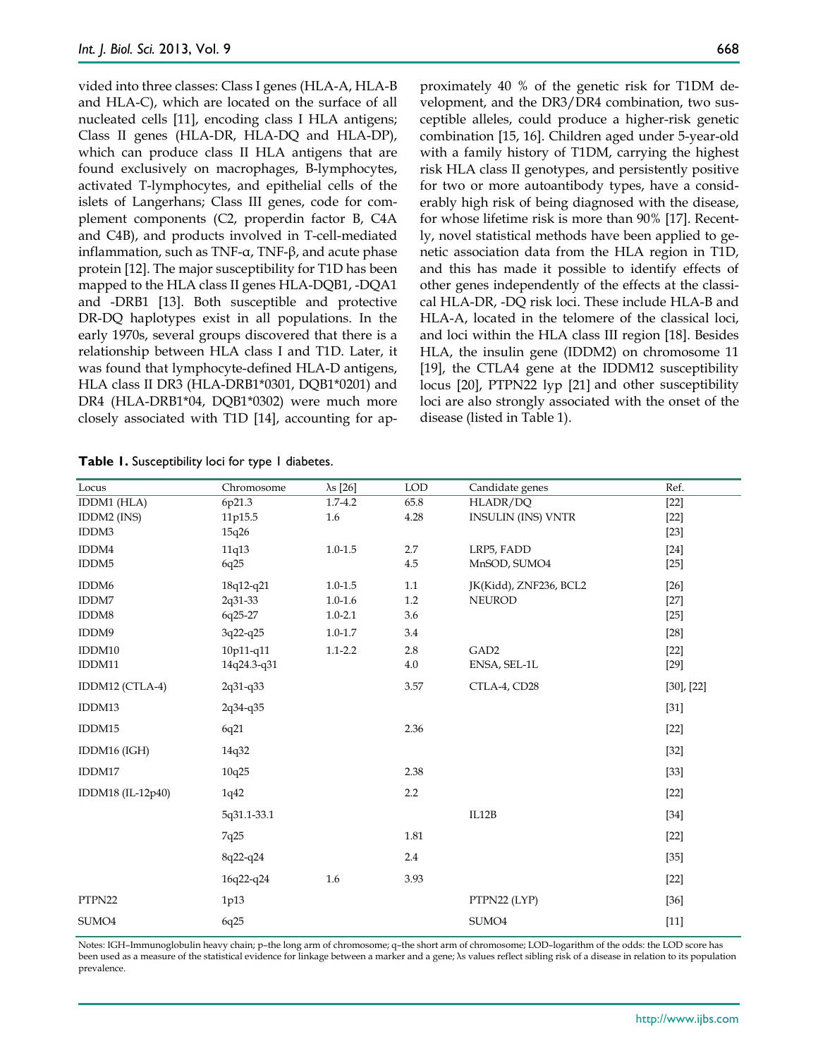vided into three classes: Class I genes (HLA-A, HLA-B and HLA-C), which are located on the surface of all nucleated cells [11], encoding class I HLA antigens; Class II genes (HLA-DR, HLA-DQ and HLA-DP), which can produce class II HLA antigens that are found exclusively on macrophages, B-lymphocytes, activated T-lymphocytes, and epithelial cells of the islets of Langerhans; Class III genes, code for complement components (C2, properdin factor B, C4A and C4B), and products involved in T-cell-mediated inflammation, such as TNF-α, TNF-β, and acute phase protein [12]. The major susceptibility for T1D has been mapped to the HLA class II genes HLA-DQB1, -DQA1 and -DRB1 [13]. Both susceptible and protective DR-DQ haplotypes exist in all populations. In the early 1970s, several groups discovered that there is a relationship between HLA class I and T1D. Later, it was found that lymphocyte-defined HLA-D antigens, HLA class II DR3 (HLA-DRB1*0301, DQB1*0201) and DR4 (HLA-DRB1*04, DQB1*0302) were much more closely associated with T1D [14], accounting for approximately 40 % of the genetic risk for T1DM development, and the DR3/DR4 combination, two susceptible alleles, could produce a higher-risk genetic combination [15, 16]. Children aged under 5-year-old with a family history of T1DM, carrying the highest risk HLA class II genotypes, and persistently positive for two or more autoantibody types, have a considerably high risk of being diagnosed with the disease, for whose lifetime risk is more than 90% [17]. Recently, novel statistical methods have been applied to genetic association data from the HLA region in T1D, and this has made it possible to identify effects of other genes independently of the effects at the classical HLA-DR, -DQ risk loci. These include HLA-B and HLA-A, located in the telomere of the classical loci, and loci within the HLA class III region [18]. Besides HLA, the insulin gene (IDDM2) on chromosome 11 [19], the CTLA4 gene at the IDDM12 susceptibility locus [20], PTPN22 lyp [21] and other susceptibility loci are also strongly associated with the onset of the disease (listed in Table 1).

**Table 1.** Susceptibility loci for type 1 diabetes.

| Locus | Chromosome | λs [26] | LOD | Candidate genes | Ref. |
|---|---|---|---|---|---|
| IDDM1 (HLA) | 6p21.3 | 1.7-4.2 | 65.8 | HLADR/DQ | [22] |
| IDDM2 (INS) | 11p15.5 | 1.6 | 4.28 | INSULIN (INS) VNTR | [22] |
| IDDM3 | 15q26 | | | | [23] |
| IDDM4 | 11q13 | 1.0-1.5 | 2.7 | LRP5, FADD | [24] |
| IDDM5 | 6q25 | | 4.5 | MnSOD, SUMO4 | [25] |
| IDDM6 | 18q12-q21 | 1.0-1.5 | 1.1 | JK(Kidd), ZNF236, BCL2 | [26] |
| IDDM7 | 2q31-33 | 1.0-1.6 | 1.2 | NEUROD | [27] |
| IDDM8 | 6q25-27 | 1.0-2.1 | 3.6 | | [25] |
| IDDM9 | 3q22-q25 | 1.0-1.7 | 3.4 | | [28] |
| IDDM10 | 10p11-q11 | 1.1-2.2 | 2.8 | GAD2 | [22] |
| IDDM11 | 14q24.3-q31 | | 4.0 | ENSA, SEL-1L | [29] |
| IDDM12 (CTLA-4) | 2q31-q33 | | 3.57 | CTLA-4, CD28 | [30], [22] |
| IDDM13 | 2q34-q35 | | | | [31] |
| IDDM15 | 6q21 | | 2.36 | | [22] |
| IDDM16 (IGH) | 14q32 | | | | [32] |
| IDDM17 | 10q25 | | 2.38 | | [33] |
| IDDM18 (IL-12p40) | 1q42 | | 2.2 | | [22] |
| | 5q31.1-33.1 | | | IL12B | [34] |
| | 7q25 | | 1.81 | | [22] |
| | 8q22-q24 | | 2.4 | | [35] |
| | 16q22-q24 | 1.6 | 3.93 | | [22] |
| PTPN22 | 1p13 | | | PTPN22 (LYP) | [36] |
| SUMO4 | 6q25 | | | SUMO4 | [11] |

Notes: IGH–Immunoglobulin heavy chain; p–the long arm of chromosome; q–the short arm of chromosome; LOD–logarithm of the odds: the LOD score has been used as a measure of the statistical evidence for linkage between a marker and a gene; λs values reflect sibling risk of a disease in relation to its population prevalence.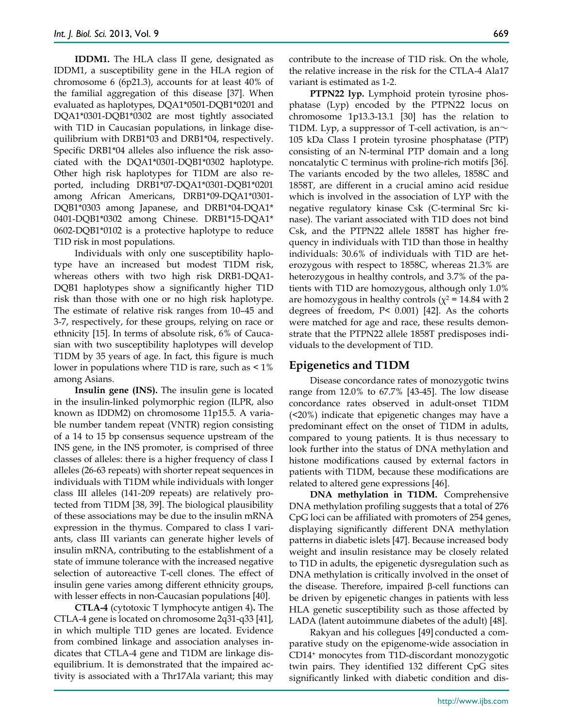**IDDM1.** The HLA class II gene, designated as IDDM1, a susceptibility gene in the HLA region of chromosome 6 (6p21.3), accounts for at least 40% of the familial aggregation of this disease [37]. When evaluated as haplotypes, DQA1*0501-DQB1*0201 and DQA1*0301-DQB1*0302 are most tightly associated with T1D in Caucasian populations, in linkage disequilibrium with DRB1*03 and DRB1*04, respectively. Specific DRB1*04 alleles also influence the risk associated with the DQA1*0301-DQB1*0302 haplotype. Other high risk haplotypes for T1DM are also reported, including DRB1*07-DQA1*0301-DQB1*0201 among African Americans, DRB1*09-DQA1*0301-DQB1*0303 among Japanese, and DRB1*04-DQA1*0401-DQB1*0302 among Chinese. DRB1*15-DQA1*0602-DQB1*0102 is a protective haplotype to reduce T1D risk in most populations.

Individuals with only one susceptibility haplotype have an increased but modest T1DM risk, whereas others with two high risk DRB1-DQA1-DQB1 haplotypes show a significantly higher T1D risk than those with one or no high risk haplotype. The estimate of relative risk ranges from 10–45 and 3-7, respectively, for these groups, relying on race or ethnicity [15]. In terms of absolute risk, 6% of Caucasian with two susceptibility haplotypes will develop T1DM by 35 years of age. In fact, this figure is much lower in populations where T1D is rare, such as < 1% among Asians.

**Insulin gene (INS).** The insulin gene is located in the insulin-linked polymorphic region (ILPR, also known as IDDM2) on chromosome 11p15.5. A variable number tandem repeat (VNTR) region consisting of a 14 to 15 bp consensus sequence upstream of the INS gene, in the INS promoter, is comprised of three classes of alleles: there is a higher frequency of class I alleles (26-63 repeats) with shorter repeat sequences in individuals with T1DM while individuals with longer class III alleles (141-209 repeats) are relatively protected from T1DM [38, 39]. The biological plausibility of these associations may be due to the insulin mRNA expression in the thymus. Compared to class I variants, class III variants can generate higher levels of insulin mRNA, contributing to the establishment of a state of immune tolerance with the increased negative selection of autoreactive T-cell clones. The effect of insulin gene varies among different ethnicity groups, with lesser effects in non-Caucasian populations [40].

**CTLA-4** (cytotoxic T lymphocyte antigen 4)**.** The CTLA-4 gene is located on chromosome 2q31-q33 [41], in which multiple T1D genes are located. Evidence from combined linkage and association analyses indicates that CTLA-4 gene and T1DM are linkage disequilibrium. It is demonstrated that the impaired activity is associated with a Thr17Ala variant; this may contribute to the increase of T1D risk. On the whole, the relative increase in the risk for the CTLA-4 Ala17 variant is estimated as 1-2.

**PTPN22 lyp.** Lymphoid protein tyrosine phosphatase (Lyp) encoded by the PTPN22 locus on chromosome 1p13.3-13.1 [30] has the relation to T1DM. Lyp, a suppressor of T-cell activation, is an ~ 105 kDa Class I protein tyrosine phosphatase (PTP) consisting of an N-terminal PTP domain and a long noncatalytic C terminus with proline-rich motifs [36]. The variants encoded by the two alleles, 1858C and 1858T, are different in a crucial amino acid residue which is involved in the association of LYP with the negative regulatory kinase Csk (C-terminal Src kinase). The variant associated with T1D does not bind Csk, and the PTPN22 allele 1858T has higher frequency in individuals with T1D than those in healthy individuals: 30.6% of individuals with T1D are heterozygous with respect to 1858C, whereas 21.3% are heterozygous in healthy controls, and 3.7% of the patients with T1D are homozygous, although only 1.0% are homozygous in healthy controls ($\chi^2 = 14.84$ with 2 degrees of freedom, $P < 0.001$) [42]. As the cohorts were matched for age and race, these results demonstrate that the PTPN22 allele 1858T predisposes individuals to the development of T1D.

## Epigenetics and T1DM

Disease concordance rates of monozygotic twins range from 12.0% to 67.7% [43-45]. The low disease concordance rates observed in adult-onset T1DM (<20%) indicate that epigenetic changes may have a predominant effect on the onset of T1DM in adults, compared to young patients. It is thus necessary to look further into the status of DNA methylation and histone modifications caused by external factors in patients with T1DM, because these modifications are related to altered gene expressions [46].

**DNA methylation in T1DM.** Comprehensive DNA methylation profiling suggests that a total of 276 CpG loci can be affiliated with promoters of 254 genes, displaying significantly different DNA methylation patterns in diabetic islets [47]. Because increased body weight and insulin resistance may be closely related to T1D in adults, the epigenetic dysregulation such as DNA methylation is critically involved in the onset of the disease. Therefore, impaired β-cell functions can be driven by epigenetic changes in patients with less HLA genetic susceptibility such as those affected by LADA (latent autoimmune diabetes of the adult) [48].

Rakyan and his collegues [49] conducted a comparative study on the epigenome-wide association in $CD14^+$ monocytes from T1D-discordant monozygotic twin pairs. They identified 132 different CpG sites significantly linked with diabetic condition and dis-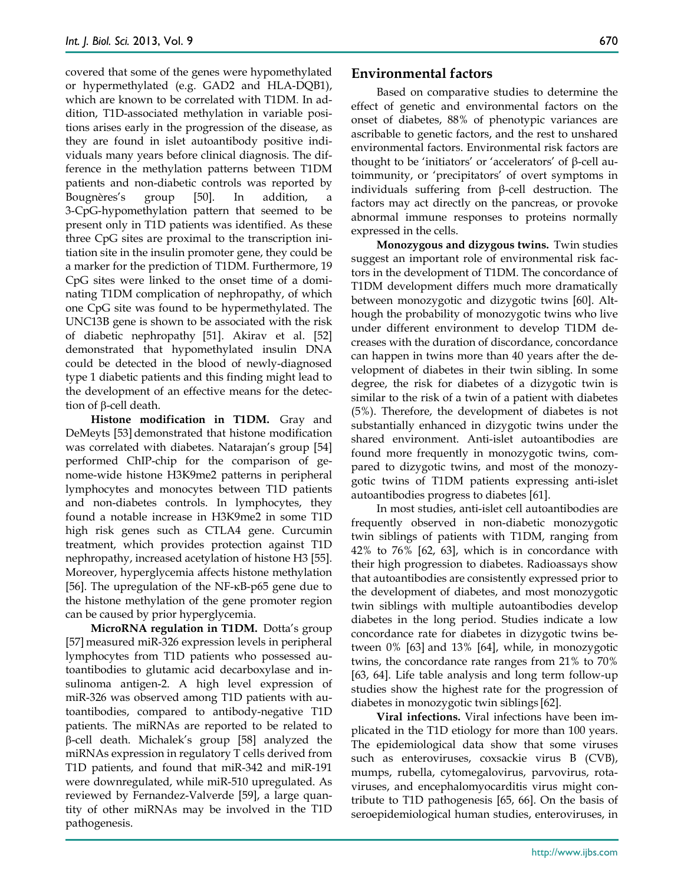covered that some of the genes were hypomethylated or hypermethylated (e.g. GAD2 and HLA-DQB1), which are known to be correlated with T1DM. In addition, T1D-associated methylation in variable positions arises early in the progression of the disease, as they are found in islet autoantibody positive individuals many years before clinical diagnosis. The difference in the methylation patterns between T1DM patients and non-diabetic controls was reported by Bougnères's group [50]. In addition, a 3-CpG-hypomethylation pattern that seemed to be present only in T1D patients was identified. As these three CpG sites are proximal to the transcription initiation site in the insulin promoter gene, they could be a marker for the prediction of T1DM. Furthermore, 19 CpG sites were linked to the onset time of a dominating T1DM complication of nephropathy, of which one CpG site was found to be hypermethylated. The UNC13B gene is shown to be associated with the risk of diabetic nephropathy [51]. Akirav et al. [52] demonstrated that hypomethylated insulin DNA could be detected in the blood of newly-diagnosed type 1 diabetic patients and this finding might lead to the development of an effective means for the detection of β-cell death.

**Histone modification in T1DM.** Gray and DeMeyts [53] demonstrated that histone modification was correlated with diabetes. Natarajan's group [54] performed ChIP-chip for the comparison of genome-wide histone H3K9me2 patterns in peripheral lymphocytes and monocytes between T1D patients and non-diabetes controls. In lymphocytes, they found a notable increase in H3K9me2 in some T1D high risk genes such as CTLA4 gene. Curcumin treatment, which provides protection against T1D nephropathy, increased acetylation of histone H3 [55]. Moreover, hyperglycemia affects histone methylation [56]. The upregulation of the NF-κB-p65 gene due to the histone methylation of the gene promoter region can be caused by prior hyperglycemia.

**MicroRNA regulation in T1DM.** Dotta's group [57] measured miR-326 expression levels in peripheral lymphocytes from T1D patients who possessed autoantibodies to glutamic acid decarboxylase and insulinoma antigen-2. A high level expression of miR-326 was observed among T1D patients with autoantibodies, compared to antibody-negative T1D patients. The miRNAs are reported to be related to β-cell death. Michalek's group [58] analyzed the miRNAs expression in regulatory T cells derived from T1D patients, and found that miR-342 and miR-191 were downregulated, while miR-510 upregulated. As reviewed by Fernandez-Valverde [59], a large quantity of other miRNAs may be involved in the T1D pathogenesis.

## Environmental factors

Based on comparative studies to determine the effect of genetic and environmental factors on the onset of diabetes, 88% of phenotypic variances are ascribable to genetic factors, and the rest to unshared environmental factors. Environmental risk factors are thought to be 'initiators' or 'accelerators' of β-cell autoimmunity, or 'precipitators' of overt symptoms in individuals suffering from β-cell destruction. The factors may act directly on the pancreas, or provoke abnormal immune responses to proteins normally expressed in the cells.

**Monozygous and dizygous twins.** Twin studies suggest an important role of environmental risk factors in the development of T1DM. The concordance of T1DM development differs much more dramatically between monozygotic and dizygotic twins [60]. Although the probability of monozygotic twins who live under different environment to develop T1DM decreases with the duration of discordance, concordance can happen in twins more than 40 years after the development of diabetes in their twin sibling. In some degree, the risk for diabetes of a dizygotic twin is similar to the risk of a twin of a patient with diabetes (5%). Therefore, the development of diabetes is not substantially enhanced in dizygotic twins under the shared environment. Anti-islet autoantibodies are found more frequently in monozygotic twins, compared to dizygotic twins, and most of the monozygotic twins of T1DM patients expressing anti-islet autoantibodies progress to diabetes [61].

In most studies, anti-islet cell autoantibodies are frequently observed in non-diabetic monozygotic twin siblings of patients with T1DM, ranging from 42% to 76% [62, 63], which is in concordance with their high progression to diabetes. Radioassays show that autoantibodies are consistently expressed prior to the development of diabetes, and most monozygotic twin siblings with multiple autoantibodies develop diabetes in the long period. Studies indicate a low concordance rate for diabetes in dizygotic twins between 0% [63] and 13% [64], while, in monozygotic twins, the concordance rate ranges from 21% to 70% [63, 64]. Life table analysis and long term follow-up studies show the highest rate for the progression of diabetes in monozygotic twin siblings [62].

**Viral infections.** Viral infections have been implicated in the T1D etiology for more than 100 years. The epidemiological data show that some viruses such as enteroviruses, coxsackie virus B (CVB), mumps, rubella, cytomegalovirus, parvovirus, rotaviruses, and encephalomyocarditis virus might contribute to T1D pathogenesis [65, 66]. On the basis of seroepidemiological human studies, enteroviruses, in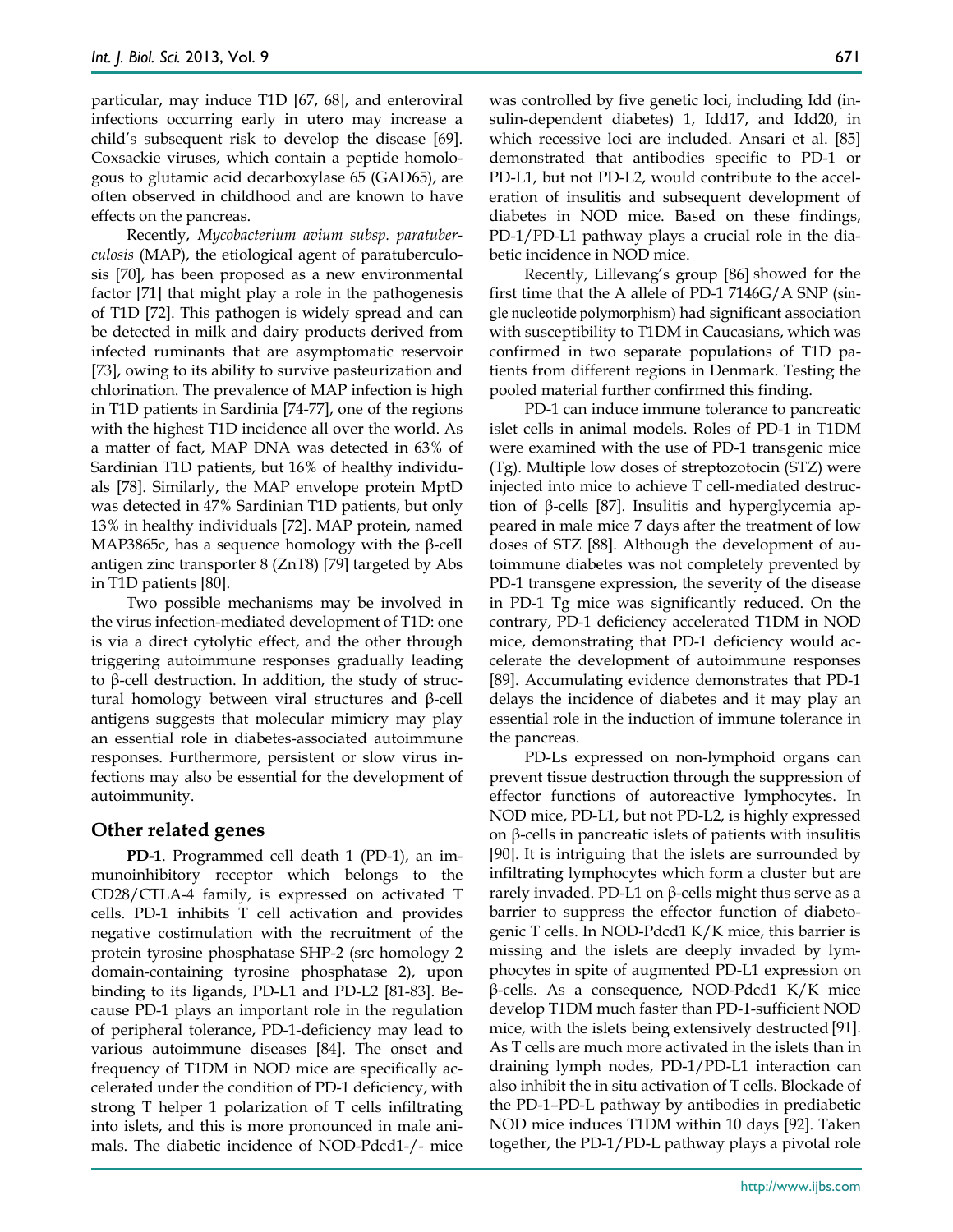particular, may induce T1D [67, 68], and enteroviral infections occurring early in utero may increase a child's subsequent risk to develop the disease [69]. Coxsackie viruses, which contain a peptide homologous to glutamic acid decarboxylase 65 (GAD65), are often observed in childhood and are known to have effects on the pancreas.

Recently, *Mycobacterium avium subsp. paratuberculosis* (MAP), the etiological agent of paratuberculosis [70], has been proposed as a new environmental factor [71] that might play a role in the pathogenesis of T1D [72]. This pathogen is widely spread and can be detected in milk and dairy products derived from infected ruminants that are asymptomatic reservoir [73], owing to its ability to survive pasteurization and chlorination. The prevalence of MAP infection is high in T1D patients in Sardinia [74-77], one of the regions with the highest T1D incidence all over the world. As a matter of fact, MAP DNA was detected in 63% of Sardinian T1D patients, but 16% of healthy individuals [78]. Similarly, the MAP envelope protein MptD was detected in 47% Sardinian T1D patients, but only 13% in healthy individuals [72]. MAP protein, named MAP3865c, has a sequence homology with the β-cell antigen zinc transporter 8 (ZnT8) [79] targeted by Abs in T1D patients [80].

Two possible mechanisms may be involved in the virus infection-mediated development of T1D: one is via a direct cytolytic effect, and the other through triggering autoimmune responses gradually leading to β-cell destruction. In addition, the study of structural homology between viral structures and β-cell antigens suggests that molecular mimicry may play an essential role in diabetes-associated autoimmune responses. Furthermore, persistent or slow virus infections may also be essential for the development of autoimmunity.

## Other related genes

**PD-1**. Programmed cell death 1 (PD-1), an immunoinhibitory receptor which belongs to the CD28/CTLA-4 family, is expressed on activated T cells. PD-1 inhibits T cell activation and provides negative costimulation with the recruitment of the protein tyrosine phosphatase SHP-2 (src homology 2 domain-containing tyrosine phosphatase 2), upon binding to its ligands, PD-L1 and PD-L2 [81-83]. Because PD-1 plays an important role in the regulation of peripheral tolerance, PD-1-deficiency may lead to various autoimmune diseases [84]. The onset and frequency of T1DM in NOD mice are specifically accelerated under the condition of PD-1 deficiency, with strong T helper 1 polarization of T cells infiltrating into islets, and this is more pronounced in male animals. The diabetic incidence of NOD-Pdcd1-/- mice was controlled by five genetic loci, including Idd (insulin-dependent diabetes) 1, Idd17, and Idd20, in which recessive loci are included. Ansari et al. [85] demonstrated that antibodies specific to PD-1 or PD-L1, but not PD-L2, would contribute to the acceleration of insulitis and subsequent development of diabetes in NOD mice. Based on these findings, PD-1/PD-L1 pathway plays a crucial role in the diabetic incidence in NOD mice.

Recently, Lillevang's group [86] showed for the first time that the A allele of PD-1 7146G/A SNP (single nucleotide polymorphism) had significant association with susceptibility to T1DM in Caucasians, which was confirmed in two separate populations of T1D patients from different regions in Denmark. Testing the pooled material further confirmed this finding.

PD-1 can induce immune tolerance to pancreatic islet cells in animal models. Roles of PD-1 in T1DM were examined with the use of PD-1 transgenic mice (Tg). Multiple low doses of streptozotocin (STZ) were injected into mice to achieve T cell-mediated destruction of β-cells [87]. Insulitis and hyperglycemia appeared in male mice 7 days after the treatment of low doses of STZ [88]. Although the development of autoimmune diabetes was not completely prevented by PD-1 transgene expression, the severity of the disease in PD-1 Tg mice was significantly reduced. On the contrary, PD-1 deficiency accelerated T1DM in NOD mice, demonstrating that PD-1 deficiency would accelerate the development of autoimmune responses [89]. Accumulating evidence demonstrates that PD-1 delays the incidence of diabetes and it may play an essential role in the induction of immune tolerance in the pancreas.

PD-Ls expressed on non-lymphoid organs can prevent tissue destruction through the suppression of effector functions of autoreactive lymphocytes. In NOD mice, PD-L1, but not PD-L2, is highly expressed on β-cells in pancreatic islets of patients with insulitis [90]. It is intriguing that the islets are surrounded by infiltrating lymphocytes which form a cluster but are rarely invaded. PD-L1 on β-cells might thus serve as a barrier to suppress the effector function of diabetogenic T cells. In NOD-Pdcd1 K/K mice, this barrier is missing and the islets are deeply invaded by lymphocytes in spite of augmented PD-L1 expression on β-cells. As a consequence, NOD-Pdcd1 K/K mice develop T1DM much faster than PD-1-sufficient NOD mice, with the islets being extensively destructed [91]. As T cells are much more activated in the islets than in draining lymph nodes, PD-1/PD-L1 interaction can also inhibit the in situ activation of T cells. Blockade of the PD-1–PD-L pathway by antibodies in prediabetic NOD mice induces T1DM within 10 days [92]. Taken together, the PD-1/PD-L pathway plays a pivotal role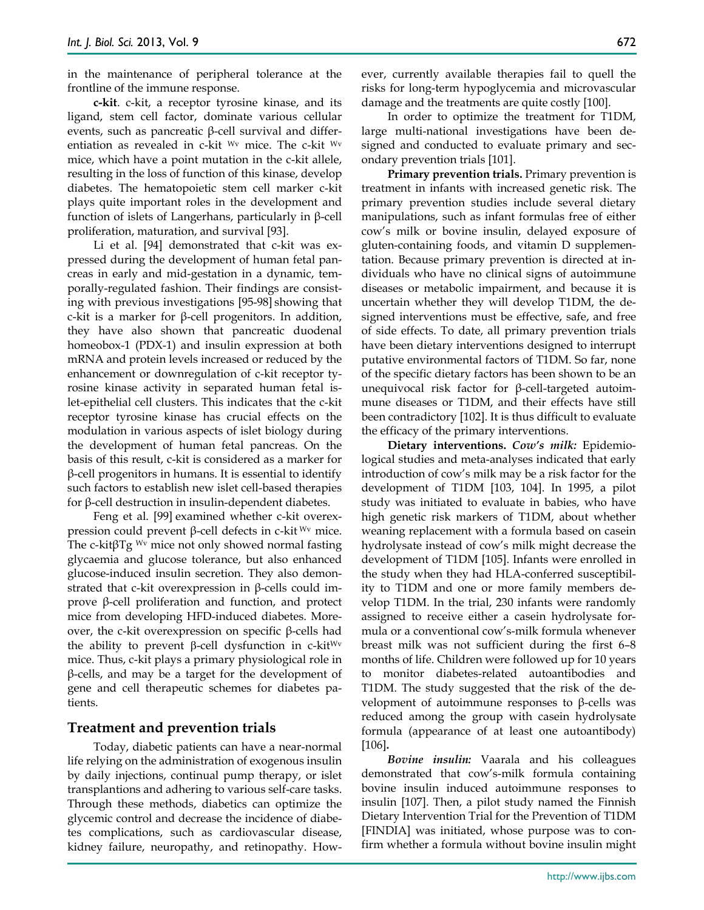in the maintenance of peripheral tolerance at the frontline of the immune response.

**c-kit**. c-kit, a receptor tyrosine kinase, and its ligand, stem cell factor, dominate various cellular events, such as pancreatic β-cell survival and differentiation as revealed in c-kit $^{Wv}$ mice. The c-kit $^{Wv}$ mice, which have a point mutation in the c-kit allele, resulting in the loss of function of this kinase, develop diabetes. The hematopoietic stem cell marker c-kit plays quite important roles in the development and function of islets of Langerhans, particularly in β-cell proliferation, maturation, and survival [93].

Li et al. [94] demonstrated that c-kit was expressed during the development of human fetal pancreas in early and mid-gestation in a dynamic, temporally-regulated fashion. Their findings are consisting with previous investigations [95-98] showing that c-kit is a marker for β-cell progenitors. In addition, they have also shown that pancreatic duodenal homeobox-1 (PDX-1) and insulin expression at both mRNA and protein levels increased or reduced by the enhancement or downregulation of c-kit receptor tyrosine kinase activity in separated human fetal islet-epithelial cell clusters. This indicates that the c-kit receptor tyrosine kinase has crucial effects on the modulation in various aspects of islet biology during the development of human fetal pancreas. On the basis of this result, c-kit is considered as a marker for β-cell progenitors in humans. It is essential to identify such factors to establish new islet cell-based therapies for β-cell destruction in insulin-dependent diabetes.

Feng et al. [99] examined whether c-kit overexpression could prevent β-cell defects in c-kit $^{Wv}$ mice. The c-kitβTg $^{Wv}$ mice not only showed normal fasting glycaemia and glucose tolerance, but also enhanced glucose-induced insulin secretion. They also demonstrated that c-kit overexpression in β-cells could improve β-cell proliferation and function, and protect mice from developing HFD-induced diabetes. Moreover, the c-kit overexpression on specific β-cells had the ability to prevent β-cell dysfunction in c-kit$^{Wv}$ mice. Thus, c-kit plays a primary physiological role in β-cells, and may be a target for the development of gene and cell therapeutic schemes for diabetes patients.

## Treatment and prevention trials

Today, diabetic patients can have a near-normal life relying on the administration of exogenous insulin by daily injections, continual pump therapy, or islet transplantions and adhering to various self-care tasks. Through these methods, diabetics can optimize the glycemic control and decrease the incidence of diabetes complications, such as cardiovascular disease, kidney failure, neuropathy, and retinopathy. However, currently available therapies fail to quell the risks for long-term hypoglycemia and microvascular damage and the treatments are quite costly [100].

In order to optimize the treatment for T1DM, large multi-national investigations have been designed and conducted to evaluate primary and secondary prevention trials [101].

**Primary prevention trials.** Primary prevention is treatment in infants with increased genetic risk. The primary prevention studies include several dietary manipulations, such as infant formulas free of either cow's milk or bovine insulin, delayed exposure of gluten-containing foods, and vitamin D supplementation. Because primary prevention is directed at individuals who have no clinical signs of autoimmune diseases or metabolic impairment, and because it is uncertain whether they will develop T1DM, the designed interventions must be effective, safe, and free of side effects. To date, all primary prevention trials have been dietary interventions designed to interrupt putative environmental factors of T1DM. So far, none of the specific dietary factors has been shown to be an unequivocal risk factor for β-cell-targeted autoimmune diseases or T1DM, and their effects have still been contradictory [102]. It is thus difficult to evaluate the efficacy of the primary interventions.

**Dietary interventions.** ***Cow's milk:*** Epidemiological studies and meta-analyses indicated that early introduction of cow's milk may be a risk factor for the development of T1DM [103, 104]. In 1995, a pilot study was initiated to evaluate in babies, who have high genetic risk markers of T1DM, about whether weaning replacement with a formula based on casein hydrolysate instead of cow's milk might decrease the development of T1DM [105]. Infants were enrolled in the study when they had HLA-conferred susceptibility to T1DM and one or more family members develop T1DM. In the trial, 230 infants were randomly assigned to receive either a casein hydrolysate formula or a conventional cow's-milk formula whenever breast milk was not sufficient during the first 6–8 months of life. Children were followed up for 10 years to monitor diabetes-related autoantibodies and T1DM. The study suggested that the risk of the development of autoimmune responses to β-cells was reduced among the group with casein hydrolysate formula (appearance of at least one autoantibody) [106]**.**

***Bovine insulin:*** Vaarala and his colleagues demonstrated that cow's-milk formula containing bovine insulin induced autoimmune responses to insulin [107]. Then, a pilot study named the Finnish Dietary Intervention Trial for the Prevention of T1DM [FINDIA] was initiated, whose purpose was to confirm whether a formula without bovine insulin might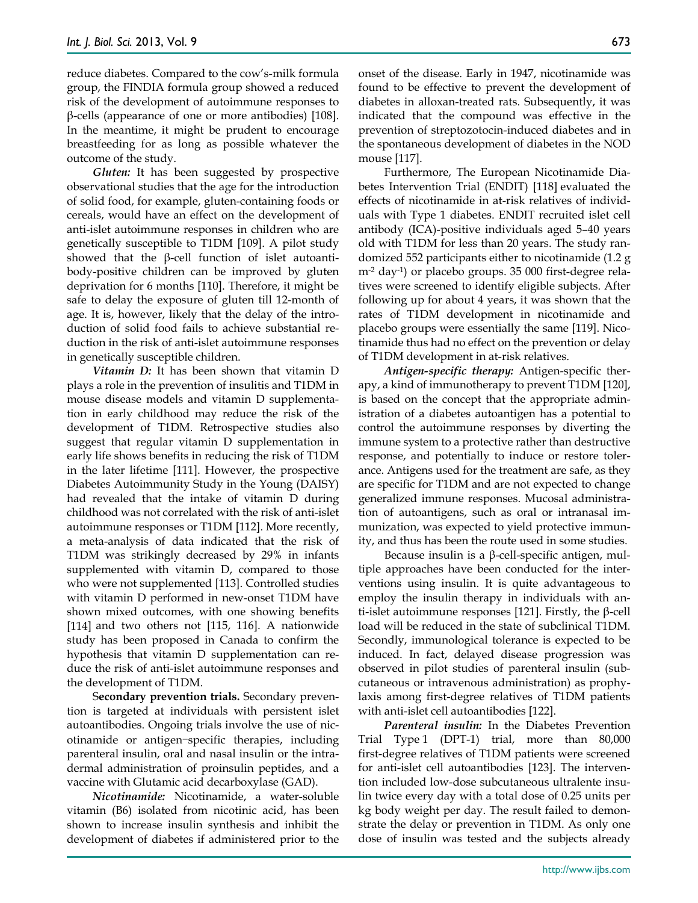reduce diabetes. Compared to the cow's-milk formula group, the FINDIA formula group showed a reduced risk of the development of autoimmune responses to β-cells (appearance of one or more antibodies) [108]. In the meantime, it might be prudent to encourage breastfeeding for as long as possible whatever the outcome of the study.

***Gluten:*** It has been suggested by prospective observational studies that the age for the introduction of solid food, for example, gluten-containing foods or cereals, would have an effect on the development of anti-islet autoimmune responses in children who are genetically susceptible to T1DM [109]. A pilot study showed that the β-cell function of islet autoantibody-positive children can be improved by gluten deprivation for 6 months [110]. Therefore, it might be safe to delay the exposure of gluten till 12-month of age. It is, however, likely that the delay of the introduction of solid food fails to achieve substantial reduction in the risk of anti-islet autoimmune responses in genetically susceptible children.

***Vitamin D:*** It has been shown that vitamin D plays a role in the prevention of insulitis and T1DM in mouse disease models and vitamin D supplementation in early childhood may reduce the risk of the development of T1DM. Retrospective studies also suggest that regular vitamin D supplementation in early life shows benefits in reducing the risk of T1DM in the later lifetime [111]. However, the prospective Diabetes Autoimmunity Study in the Young (DAISY) had revealed that the intake of vitamin D during childhood was not correlated with the risk of anti-islet autoimmune responses or T1DM [112]. More recently, a meta-analysis of data indicated that the risk of T1DM was strikingly decreased by 29% in infants supplemented with vitamin D, compared to those who were not supplemented [113]. Controlled studies with vitamin D performed in new-onset T1DM have shown mixed outcomes, with one showing benefits [114] and two others not [115, 116]. A nationwide study has been proposed in Canada to confirm the hypothesis that vitamin D supplementation can reduce the risk of anti-islet autoimmune responses and the development of T1DM.

**Secondary prevention trials.** Secondary prevention is targeted at individuals with persistent islet autoantibodies. Ongoing trials involve the use of nicotinamide or antigen–specific therapies, including parenteral insulin, oral and nasal insulin or the intradermal administration of proinsulin peptides, and a vaccine with Glutamic acid decarboxylase (GAD).

***Nicotinamide:*** Nicotinamide, a water-soluble vitamin (B6) isolated from nicotinic acid, has been shown to increase insulin synthesis and inhibit the development of diabetes if administered prior to the onset of the disease. Early in 1947, nicotinamide was found to be effective to prevent the development of diabetes in alloxan-treated rats. Subsequently, it was indicated that the compound was effective in the prevention of streptozotocin-induced diabetes and in the spontaneous development of diabetes in the NOD mouse [117].

Furthermore, The European Nicotinamide Diabetes Intervention Trial (ENDIT) [118] evaluated the effects of nicotinamide in at-risk relatives of individuals with Type 1 diabetes. ENDIT recruited islet cell antibody (ICA)-positive individuals aged 5–40 years old with T1DM for less than 20 years. The study randomized 552 participants either to nicotinamide (1.2 g $m^{-2}$ $day^{-1}$) or placebo groups. 35 000 first-degree relatives were screened to identify eligible subjects. After following up for about 4 years, it was shown that the rates of T1DM development in nicotinamide and placebo groups were essentially the same [119]. Nicotinamide thus had no effect on the prevention or delay of T1DM development in at-risk relatives.

***Antigen-specific therapy:*** Antigen-specific therapy, a kind of immunotherapy to prevent T1DM [120], is based on the concept that the appropriate administration of a diabetes autoantigen has a potential to control the autoimmune responses by diverting the immune system to a protective rather than destructive response, and potentially to induce or restore tolerance. Antigens used for the treatment are safe, as they are specific for T1DM and are not expected to change generalized immune responses. Mucosal administration of autoantigens, such as oral or intranasal immunization, was expected to yield protective immunity, and thus has been the route used in some studies.

Because insulin is a β-cell-specific antigen, multiple approaches have been conducted for the interventions using insulin. It is quite advantageous to employ the insulin therapy in individuals with anti-islet autoimmune responses [121]. Firstly, the β-cell load will be reduced in the state of subclinical T1DM. Secondly, immunological tolerance is expected to be induced. In fact, delayed disease progression was observed in pilot studies of parenteral insulin (subcutaneous or intravenous administration) as prophylaxis among first-degree relatives of T1DM patients with anti-islet cell autoantibodies [122].

***Parenteral insulin:*** In the Diabetes Prevention Trial Type 1 (DPT-1) trial, more than 80,000 first-degree relatives of T1DM patients were screened for anti-islet cell autoantibodies [123]. The intervention included low-dose subcutaneous ultralente insulin twice every day with a total dose of 0.25 units per kg body weight per day. The result failed to demonstrate the delay or prevention in T1DM. As only one dose of insulin was tested and the subjects already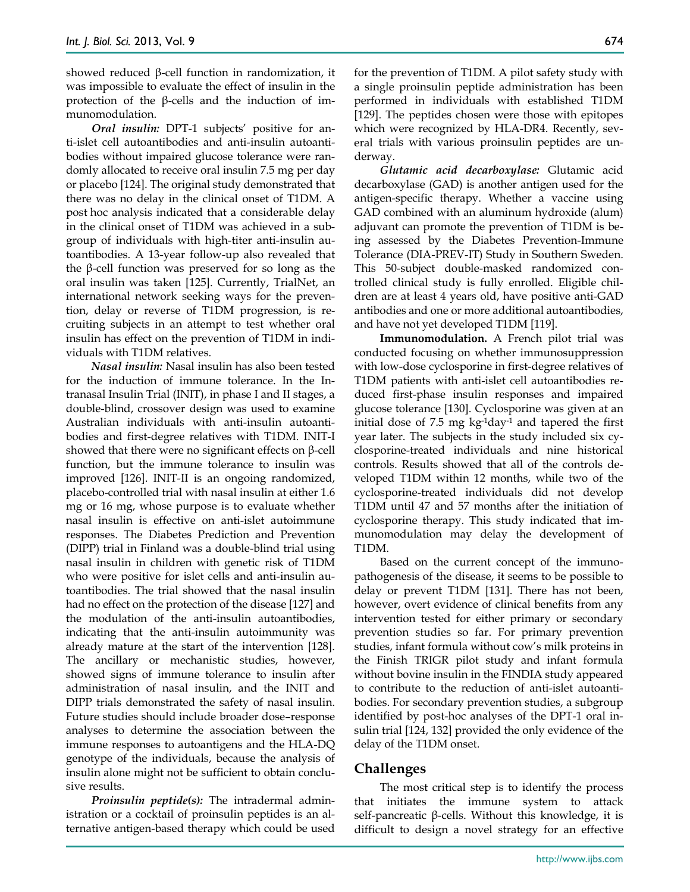showed reduced β-cell function in randomization, it was impossible to evaluate the effect of insulin in the protection of the β-cells and the induction of immunomodulation.

***Oral insulin:*** DPT-1 subjects' positive for anti-islet cell autoantibodies and anti-insulin autoantibodies without impaired glucose tolerance were randomly allocated to receive oral insulin 7.5 mg per day or placebo [124]. The original study demonstrated that there was no delay in the clinical onset of T1DM. A post hoc analysis indicated that a considerable delay in the clinical onset of T1DM was achieved in a subgroup of individuals with high-titer anti-insulin autoantibodies. A 13-year follow-up also revealed that the β-cell function was preserved for so long as the oral insulin was taken [125]. Currently, TrialNet, an international network seeking ways for the prevention, delay or reverse of T1DM progression, is recruiting subjects in an attempt to test whether oral insulin has effect on the prevention of T1DM in individuals with T1DM relatives.

***Nasal insulin:*** Nasal insulin has also been tested for the induction of immune tolerance. In the Intranasal Insulin Trial (INIT), in phase I and II stages, a double-blind, crossover design was used to examine Australian individuals with anti-insulin autoantibodies and first-degree relatives with T1DM. INIT-I showed that there were no significant effects on β-cell function, but the immune tolerance to insulin was improved [126]. INIT-II is an ongoing randomized, placebo-controlled trial with nasal insulin at either 1.6 mg or 16 mg, whose purpose is to evaluate whether nasal insulin is effective on anti-islet autoimmune responses. The Diabetes Prediction and Prevention (DIPP) trial in Finland was a double-blind trial using nasal insulin in children with genetic risk of T1DM who were positive for islet cells and anti-insulin autoantibodies. The trial showed that the nasal insulin had no effect on the protection of the disease [127] and the modulation of the anti-insulin autoantibodies, indicating that the anti-insulin autoimmunity was already mature at the start of the intervention [128]. The ancillary or mechanistic studies, however, showed signs of immune tolerance to insulin after administration of nasal insulin, and the INIT and DIPP trials demonstrated the safety of nasal insulin. Future studies should include broader dose–response analyses to determine the association between the immune responses to autoantigens and the HLA-DQ genotype of the individuals, because the analysis of insulin alone might not be sufficient to obtain conclusive results.

***Proinsulin peptide(s):*** The intradermal administration or a cocktail of proinsulin peptides is an alternative antigen-based therapy which could be used for the prevention of T1DM. A pilot safety study with a single proinsulin peptide administration has been performed in individuals with established T1DM [129]. The peptides chosen were those with epitopes which were recognized by HLA-DR4. Recently, several trials with various proinsulin peptides are underway.

***Glutamic acid decarboxylase:*** Glutamic acid decarboxylase (GAD) is another antigen used for the antigen-specific therapy. Whether a vaccine using GAD combined with an aluminum hydroxide (alum) adjuvant can promote the prevention of T1DM is being assessed by the Diabetes Prevention-Immune Tolerance (DIA-PREV-IT) Study in Southern Sweden. This 50-subject double-masked randomized controlled clinical study is fully enrolled. Eligible children are at least 4 years old, have positive anti-GAD antibodies and one or more additional autoantibodies, and have not yet developed T1DM [119].

**Immunomodulation.** A French pilot trial was conducted focusing on whether immunosuppression with low-dose cyclosporine in first-degree relatives of T1DM patients with anti-islet cell autoantibodies reduced first-phase insulin responses and impaired glucose tolerance [130]. Cyclosporine was given at an initial dose of 7.5 mg $kg^{-1}day^{-1}$ and tapered the first year later. The subjects in the study included six cyclosporine-treated individuals and nine historical controls. Results showed that all of the controls developed T1DM within 12 months, while two of the cyclosporine-treated individuals did not develop T1DM until 47 and 57 months after the initiation of cyclosporine therapy. This study indicated that immunomodulation may delay the development of T1DM.

Based on the current concept of the immunopathogenesis of the disease, it seems to be possible to delay or prevent T1DM [131]. There has not been, however, overt evidence of clinical benefits from any intervention tested for either primary or secondary prevention studies so far. For primary prevention studies, infant formula without cow's milk proteins in the Finish TRIGR pilot study and infant formula without bovine insulin in the FINDIA study appeared to contribute to the reduction of anti-islet autoantibodies. For secondary prevention studies, a subgroup identified by post-hoc analyses of the DPT-1 oral insulin trial [124, 132] provided the only evidence of the delay of the T1DM onset.

## Challenges

The most critical step is to identify the process that initiates the immune system to attack self-pancreatic β-cells. Without this knowledge, it is difficult to design a novel strategy for an effective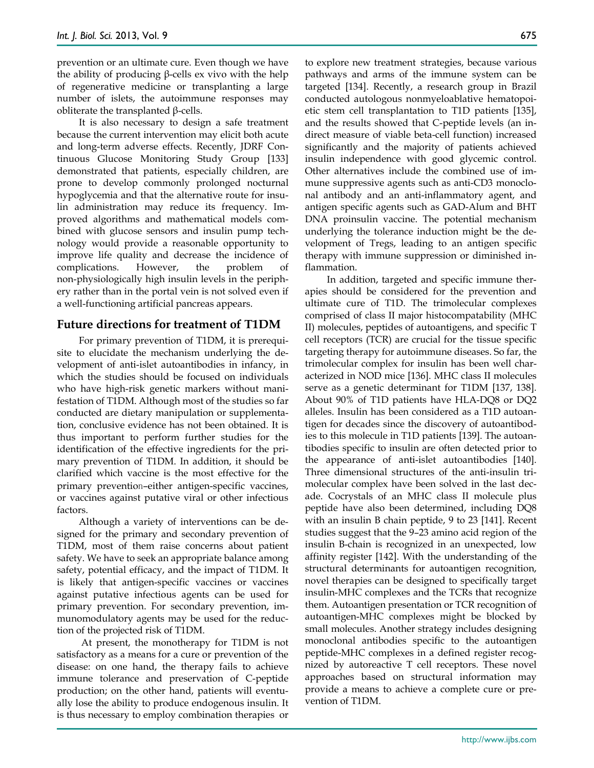prevention or an ultimate cure. Even though we have the ability of producing β-cells ex vivo with the help of regenerative medicine or transplanting a large number of islets, the autoimmune responses may obliterate the transplanted β-cells.

It is also necessary to design a safe treatment because the current intervention may elicit both acute and long-term adverse effects. Recently, JDRF Continuous Glucose Monitoring Study Group [133] demonstrated that patients, especially children, are prone to develop commonly prolonged nocturnal hypoglycemia and that the alternative route for insulin administration may reduce its frequency. Improved algorithms and mathematical models combined with glucose sensors and insulin pump technology would provide a reasonable opportunity to improve life quality and decrease the incidence of complications. However, the problem of non-physiologically high insulin levels in the periphery rather than in the portal vein is not solved even if a well-functioning artificial pancreas appears.

## Future directions for treatment of T1DM

For primary prevention of T1DM, it is prerequisite to elucidate the mechanism underlying the development of anti-islet autoantibodies in infancy, in which the studies should be focused on individuals who have high-risk genetic markers without manifestation of T1DM. Although most of the studies so far conducted are dietary manipulation or supplementation, conclusive evidence has not been obtained. It is thus important to perform further studies for the identification of the effective ingredients for the primary prevention of T1DM. In addition, it should be clarified which vaccine is the most effective for the primary prevention–either antigen-specific vaccines, or vaccines against putative viral or other infectious factors.

Although a variety of interventions can be designed for the primary and secondary prevention of T1DM, most of them raise concerns about patient safety. We have to seek an appropriate balance among safety, potential efficacy, and the impact of T1DM. It is likely that antigen-specific vaccines or vaccines against putative infectious agents can be used for primary prevention. For secondary prevention, immunomodulatory agents may be used for the reduction of the projected risk of T1DM.

At present, the monotherapy for T1DM is not satisfactory as a means for a cure or prevention of the disease: on one hand, the therapy fails to achieve immune tolerance and preservation of C-peptide production; on the other hand, patients will eventually lose the ability to produce endogenous insulin. It is thus necessary to employ combination therapies or to explore new treatment strategies, because various pathways and arms of the immune system can be targeted [134]. Recently, a research group in Brazil conducted autologous nonmyeloablative hematopoietic stem cell transplantation to T1D patients [135], and the results showed that C-peptide levels (an indirect measure of viable beta-cell function) increased significantly and the majority of patients achieved insulin independence with good glycemic control. Other alternatives include the combined use of immune suppressive agents such as anti-CD3 monoclonal antibody and an anti-inflammatory agent, and antigen specific agents such as GAD-Alum and BHT DNA proinsulin vaccine. The potential mechanism underlying the tolerance induction might be the development of Tregs, leading to an antigen specific therapy with immune suppression or diminished inflammation.

In addition, targeted and specific immune therapies should be considered for the prevention and ultimate cure of T1D. The trimolecular complexes comprised of class II major histocompatability (MHC II) molecules, peptides of autoantigens, and specific T cell receptors (TCR) are crucial for the tissue specific targeting therapy for autoimmune diseases. So far, the trimolecular complex for insulin has been well characterized in NOD mice [136]. MHC class II molecules serve as a genetic determinant for T1DM [137, 138]. About 90% of T1D patients have HLA-DQ8 or DQ2 alleles. Insulin has been considered as a T1D autoantigen for decades since the discovery of autoantibodies to this molecule in T1D patients [139]. The autoantibodies specific to insulin are often detected prior to the appearance of anti-islet autoantibodies [140]. Three dimensional structures of the anti-insulin trimolecular complex have been solved in the last decade. Cocrystals of an MHC class II molecule plus peptide have also been determined, including DQ8 with an insulin B chain peptide, 9 to 23 [141]. Recent studies suggest that the 9–23 amino acid region of the insulin B-chain is recognized in an unexpected, low affinity register [142]. With the understanding of the structural determinants for autoantigen recognition, novel therapies can be designed to specifically target insulin-MHC complexes and the TCRs that recognize them. Autoantigen presentation or TCR recognition of autoantigen-MHC complexes might be blocked by small molecules. Another strategy includes designing monoclonal antibodies specific to the autoantigen peptide-MHC complexes in a defined register recognized by autoreactive T cell receptors. These novel approaches based on structural information may provide a means to achieve a complete cure or prevention of T1DM.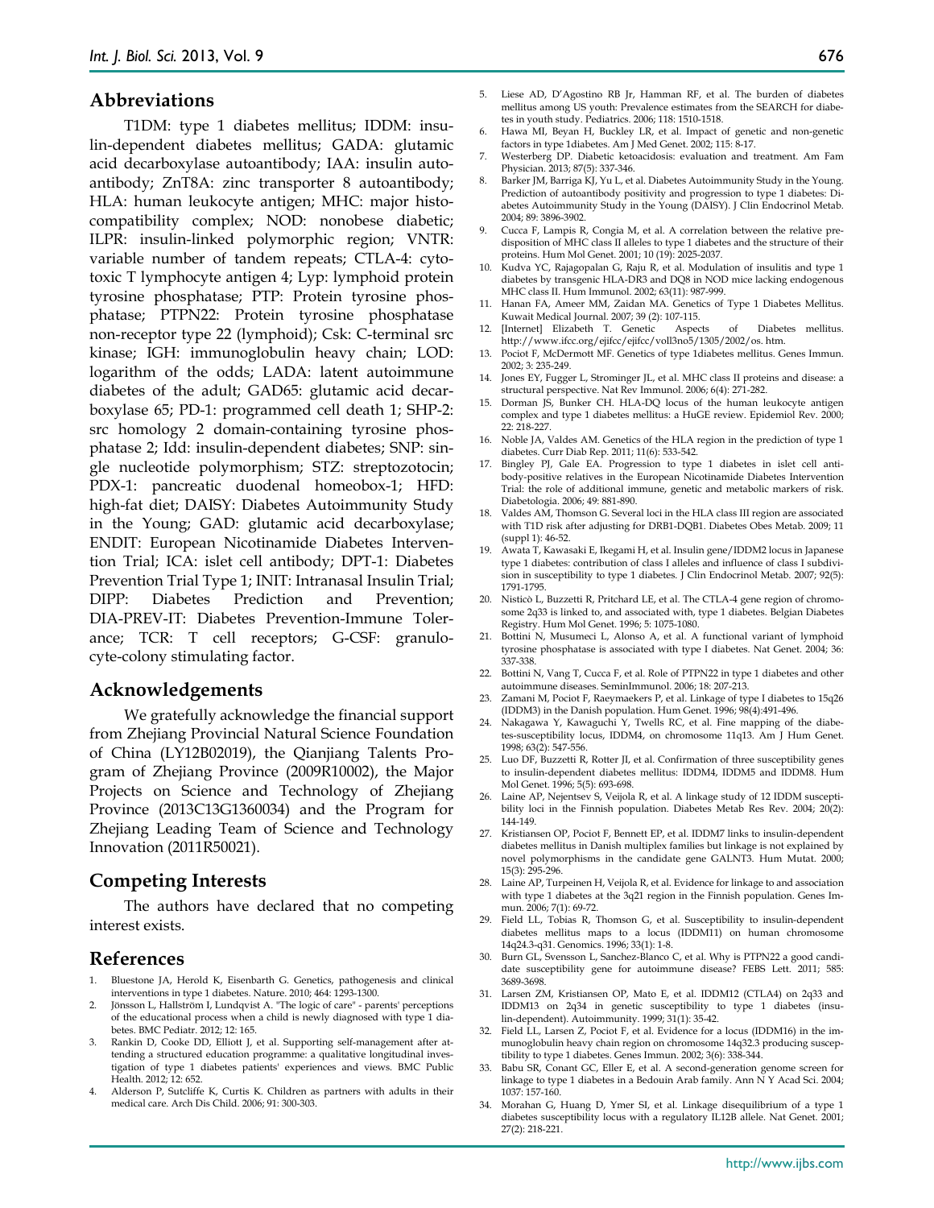## Abbreviations

T1DM: type 1 diabetes mellitus; IDDM: insulin-dependent diabetes mellitus; GADA: glutamic acid decarboxylase autoantibody; IAA: insulin autoantibody; ZnT8A: zinc transporter 8 autoantibody; HLA: human leukocyte antigen; MHC: major histocompatibility complex; NOD: nonobese diabetic; ILPR: insulin-linked polymorphic region; VNTR: variable number of tandem repeats; CTLA-4: cytotoxic T lymphocyte antigen 4; Lyp: lymphoid protein tyrosine phosphatase; PTP: Protein tyrosine phosphatase; PTPN22: Protein tyrosine phosphatase non-receptor type 22 (lymphoid); Csk: C-terminal src kinase; IGH: immunoglobulin heavy chain; LOD: logarithm of the odds; LADA: latent autoimmune diabetes of the adult; GAD65: glutamic acid decarboxylase 65; PD-1: programmed cell death 1; SHP-2: src homology 2 domain-containing tyrosine phosphatase 2; Idd: insulin-dependent diabetes; SNP: single nucleotide polymorphism; STZ: streptozotocin; PDX-1: pancreatic duodenal homeobox-1; HFD: high-fat diet; DAISY: Diabetes Autoimmunity Study in the Young; GAD: glutamic acid decarboxylase; ENDIT: European Nicotinamide Diabetes Intervention Trial; ICA: islet cell antibody; DPT-1: Diabetes Prevention Trial Type 1; INIT: Intranasal Insulin Trial; DIPP: Diabetes Prediction and Prevention; DIA-PREV-IT: Diabetes Prevention-Immune Tolerance; TCR: T cell receptors; G-CSF: granulocyte-colony stimulating factor.

## Acknowledgements

We gratefully acknowledge the financial support from Zhejiang Provincial Natural Science Foundation of China (LY12B02019), the Qianjiang Talents Program of Zhejiang Province (2009R10002), the Major Projects on Science and Technology of Zhejiang Province (2013C13G1360034) and the Program for Zhejiang Leading Team of Science and Technology Innovation (2011R50021).

## Competing Interests

The authors have declared that no competing interest exists.

## References

1. Bluestone JA, Herold K, Eisenbarth G. Genetics, pathogenesis and clinical interventions in type 1 diabetes. Nature. 2010; 464: 1293-1300.
2. Jönsson L, Hallström I, Lundqvist A. "The logic of care" - parents' perceptions of the educational process when a child is newly diagnosed with type 1 diabetes. BMC Pediatr. 2012; 12: 165.
3. Rankin D, Cooke DD, Elliott J, et al. Supporting self-management after attending a structured education programme: a qualitative longitudinal investigation of type 1 diabetes patients' experiences and views. BMC Public Health. 2012; 12: 652.
4. Alderson P, Sutcliffe K, Curtis K. Children as partners with adults in their medical care. Arch Dis Child. 2006; 91: 300-303.
5. Liese AD, D'Agostino RB Jr, Hamman RF, et al. The burden of diabetes mellitus among US youth: Prevalence estimates from the SEARCH for diabetes in youth study. Pediatrics. 2006; 118: 1510-1518.
6. Hawa MI, Beyan H, Buckley LR, et al. Impact of genetic and non-genetic factors in type 1diabetes. Am J Med Genet. 2002; 115: 8-17.
7. Westerberg DP. Diabetic ketoacidosis: evaluation and treatment. Am Fam Physician. 2013; 87(5): 337-346.
8. Barker JM, Barriga KJ, Yu L, et al. Diabetes Autoimmunity Study in the Young. Prediction of autoantibody positivity and progression to type 1 diabetes: Diabetes Autoimmunity Study in the Young (DAISY). J Clin Endocrinol Metab. 2004; 89: 3896-3902.
9. Cucca F, Lampis R, Congia M, et al. A correlation between the relative predisposition of MHC class II alleles to type 1 diabetes and the structure of their proteins. Hum Mol Genet. 2001; 10 (19): 2025-2037.
10. Kudva YC, Rajagopalan G, Raju R, et al. Modulation of insulitis and type 1 diabetes by transgenic HLA-DR3 and DQ8 in NOD mice lacking endogenous MHC class II. Hum Immunol. 2002; 63(11): 987-999.
11. Hanan FA, Ameer MM, Zaidan MA. Genetics of Type 1 Diabetes Mellitus. Kuwait Medical Journal. 2007; 39 (2): 107-115.
12. [Internet] Elizabeth T. Genetic Aspects of Diabetes mellitus. http://www.ifcc.org/ejifcc/ejifcc/vol13no5/1305/2002/os. htm.
13. Pociot F, McDermott MF. Genetics of type 1diabetes mellitus. Genes Immun. 2002; 3: 235-249.
14. Jones EY, Fugger L, Strominger JL, et al. MHC class II proteins and disease: a structural perspective. Nat Rev Immunol. 2006; 6(4): 271-282.
15. Dorman JS, Bunker CH. HLA-DQ locus of the human leukocyte antigen complex and type 1 diabetes mellitus: a HuGE review. Epidemiol Rev. 2000; 22: 218-227.
16. Noble JA, Valdes AM. Genetics of the HLA region in the prediction of type 1 diabetes. Curr Diab Rep. 2011; 11(6): 533-542.
17. Bingley PJ, Gale EA. Progression to type 1 diabetes in islet cell antibody-positive relatives in the European Nicotinamide Diabetes Intervention Trial: the role of additional immune, genetic and metabolic markers of risk. Diabetologia. 2006; 49: 881-890.
18. Valdes AM, Thomson G. Several loci in the HLA class III region are associated with T1D risk after adjusting for DRB1-DQB1. Diabetes Obes Metab. 2009; 11 (suppl 1): 46-52.
19. Awata T, Kawasaki E, Ikegami H, et al. Insulin gene/IDDM2 locus in Japanese type 1 diabetes: contribution of class I alleles and influence of class I subdivision in susceptibility to type 1 diabetes. J Clin Endocrinol Metab. 2007; 92(5): 1791-1795.
20. Nisticò L, Buzzetti R, Pritchard LE, et al. The CTLA-4 gene region of chromosome 2q33 is linked to, and associated with, type 1 diabetes. Belgian Diabetes Registry. Hum Mol Genet. 1996; 5: 1075-1080.
21. Bottini N, Musumeci L, Alonso A, et al. A functional variant of lymphoid tyrosine phosphatase is associated with type I diabetes. Nat Genet. 2004; 36: 337-338.
22. Bottini N, Vang T, Cucca F, et al. Role of PTPN22 in type 1 diabetes and other autoimmune diseases. SeminImmunol. 2006; 18: 207-213.
23. Zamani M, Pociot F, Raeymaekers P, et al. Linkage of type I diabetes to 15q26 (IDDM3) in the Danish population. Hum Genet. 1996; 98(4):491-496.
24. Nakagawa Y, Kawaguchi Y, Twells RC, et al. Fine mapping of the diabetes-susceptibility locus, IDDM4, on chromosome 11q13. Am J Hum Genet. 1998; 63(2): 547-556.
25. Luo DF, Buzzetti R, Rotter JI, et al. Confirmation of three susceptibility genes to insulin-dependent diabetes mellitus: IDDM4, IDDM5 and IDDM8. Hum Mol Genet. 1996; 5(5): 693-698.
26. Laine AP, Nejentsev S, Veijola R, et al. A linkage study of 12 IDDM susceptibility loci in the Finnish population. Diabetes Metab Res Rev. 2004; 20(2): 144-149.
27. Kristiansen OP, Pociot F, Bennett EP, et al. IDDM7 links to insulin-dependent diabetes mellitus in Danish multiplex families but linkage is not explained by novel polymorphisms in the candidate gene GALNT3. Hum Mutat. 2000; 15(3): 295-296.
28. Laine AP, Turpeinen H, Veijola R, et al. Evidence for linkage to and association with type 1 diabetes at the 3q21 region in the Finnish population. Genes Immun. 2006; 7(1): 69-72.
29. Field LL, Tobias R, Thomson G, et al. Susceptibility to insulin-dependent diabetes mellitus maps to a locus (IDDM11) on human chromosome 14q24.3-q31. Genomics. 1996; 33(1): 1-8.
30. Burn GL, Svensson L, Sanchez-Blanco C, et al. Why is PTPN22 a good candidate susceptibility gene for autoimmune disease? FEBS Lett. 2011; 585: 3689-3698.
31. Larsen ZM, Kristiansen OP, Mato E, et al. IDDM12 (CTLA4) on 2q33 and IDDM13 on 2q34 in genetic susceptibility to type 1 diabetes (insulin-dependent). Autoimmunity. 1999; 31(1): 35-42.
32. Field LL, Larsen Z, Pociot F, et al. Evidence for a locus (IDDM16) in the immunoglobulin heavy chain region on chromosome 14q32.3 producing susceptibility to type 1 diabetes. Genes Immun. 2002; 3(6): 338-344.
33. Babu SR, Conant GC, Eller E, et al. A second-generation genome screen for linkage to type 1 diabetes in a Bedouin Arab family. Ann N Y Acad Sci. 2004; 1037: 157-160.
34. Morahan G, Huang D, Ymer SI, et al. Linkage disequilibrium of a type 1 diabetes susceptibility locus with a regulatory IL12B allele. Nat Genet. 2001; 27(2): 218-221.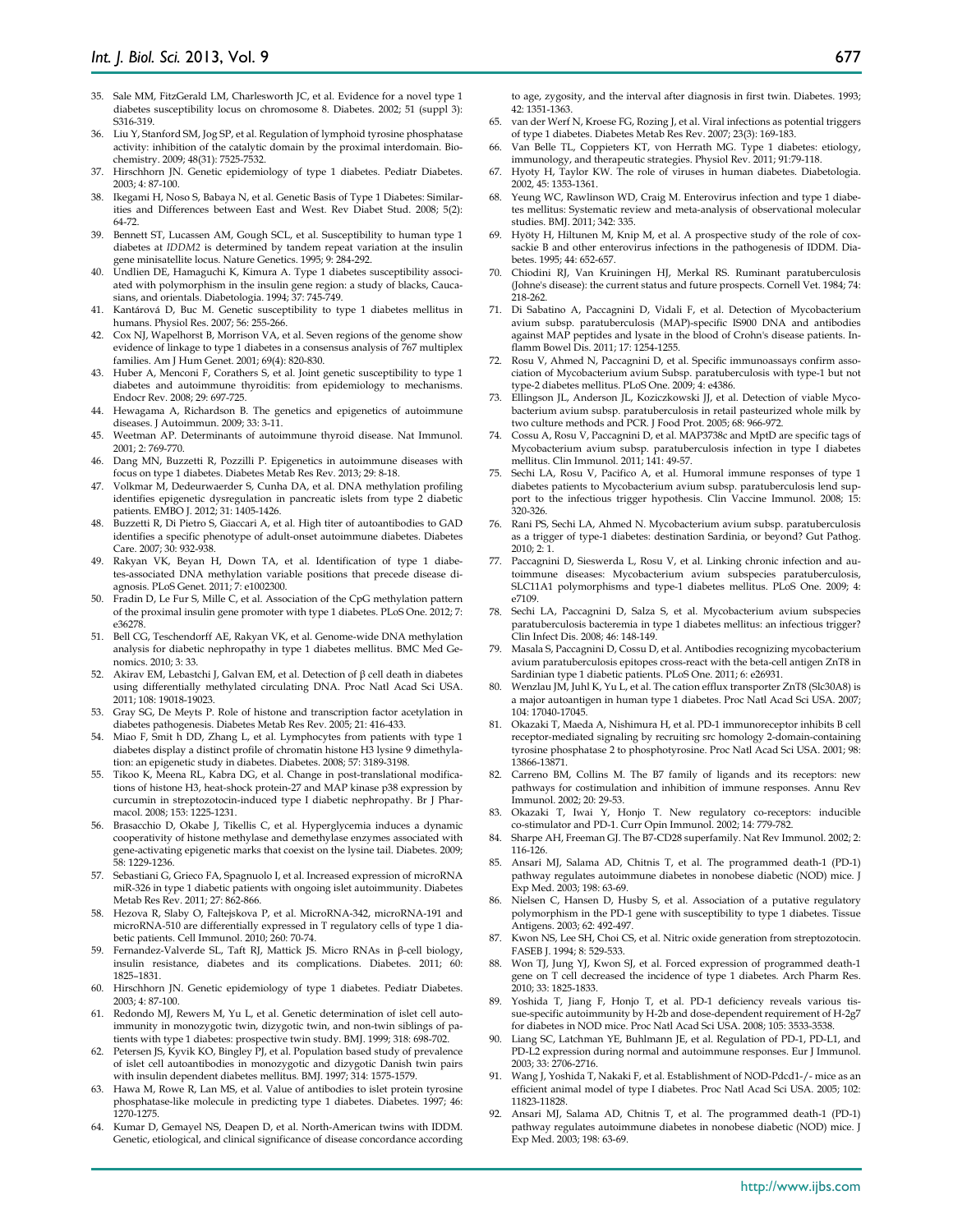35. Sale MM, FitzGerald LM, Charlesworth JC, et al. Evidence for a novel type 1 diabetes susceptibility locus on chromosome 8. Diabetes. 2002; 51 (suppl 3): S316-319.
36. Liu Y, Stanford SM, Jog SP, et al. Regulation of lymphoid tyrosine phosphatase activity: inhibition of the catalytic domain by the proximal interdomain. Biochemistry. 2009; 48(31): 7525-7532.
37. Hirschhorn JN. Genetic epidemiology of type 1 diabetes. Pediatr Diabetes. 2003; 4: 87-100.
38. Ikegami H, Noso S, Babaya N, et al. Genetic Basis of Type 1 Diabetes: Similarities and Differences between East and West. Rev Diabet Stud. 2008; 5(2): 64-72.
39. Bennett ST, Lucassen AM, Gough SCL, et al. Susceptibility to human type 1 diabetes at *IDDM2* is determined by tandem repeat variation at the insulin gene minisatellite locus. Nature Genetics. 1995; 9: 284-292.
40. Undlien DE, Hamaguchi K, Kimura A. Type 1 diabetes susceptibility associated with polymorphism in the insulin gene region: a study of blacks, Caucasians, and orientals. Diabetologia. 1994; 37: 745-749.
41. Kantárová D, Buc M. Genetic susceptibility to type 1 diabetes mellitus in humans. Physiol Res. 2007; 56: 255-266.
42. Cox NJ, Wapelhorst B, Morrison VA, et al. Seven regions of the genome show evidence of linkage to type 1 diabetes in a consensus analysis of 767 multiplex families. Am J Hum Genet. 2001; 69(4): 820-830.
43. Huber A, Menconi F, Corathers S, et al. Joint genetic susceptibility to type 1 diabetes and autoimmune thyroiditis: from epidemiology to mechanisms. Endocr Rev. 2008; 29: 697-725.
44. Hewagama A, Richardson B. The genetics and epigenetics of autoimmune diseases. J Autoimmun. 2009; 33: 3-11.
45. Weetman AP. Determinants of autoimmune thyroid disease. Nat Immunol. 2001; 2: 769-770.
46. Dang MN, Buzzetti R, Pozzilli P. Epigenetics in autoimmune diseases with focus on type 1 diabetes. Diabetes Metab Res Rev. 2013; 29: 8-18.
47. Volkmar M, Dedeurwaerder S, Cunha DA, et al. DNA methylation profiling identifies epigenetic dysregulation in pancreatic islets from type 2 diabetic patients. EMBO J. 2012; 31: 1405-1426.
48. Buzzetti R, Di Pietro S, Giaccari A, et al. High titer of autoantibodies to GAD identifies a specific phenotype of adult-onset autoimmune diabetes. Diabetes Care. 2007; 30: 932-938.
49. Rakyan VK, Beyan H, Down TA, et al. Identification of type 1 diabetes-associated DNA methylation variable positions that precede disease diagnosis. PLoS Genet. 2011; 7: e1002300.
50. Fradin D, Le Fur S, Mille C, et al. Association of the CpG methylation pattern of the proximal insulin gene promoter with type 1 diabetes. PLoS One. 2012; 7: e36278.
51. Bell CG, Teschendorff AE, Rakyan VK, et al. Genome-wide DNA methylation analysis for diabetic nephropathy in type 1 diabetes mellitus. BMC Med Genomics. 2010; 3: 33.
52. Akirav EM, Lebastchi J, Galvan EM, et al. Detection of β cell death in diabetes using differentially methylated circulating DNA. Proc Natl Acad Sci USA. 2011; 108: 19018-19023.
53. Gray SG, De Meyts P. Role of histone and transcription factor acetylation in diabetes pathogenesis. Diabetes Metab Res Rev. 2005; 21: 416-433.
54. Miao F, Smit h DD, Zhang L, et al. Lymphocytes from patients with type 1 diabetes display a distinct profile of chromatin histone H3 lysine 9 dimethylation: an epigenetic study in diabetes. Diabetes. 2008; 57: 3189-3198.
55. Tikoo K, Meena RL, Kabra DG, et al. Change in post-translational modifications of histone H3, heat-shock protein-27 and MAP kinase p38 expression by curcumin in streptozotocin-induced type I diabetic nephropathy. Br J Pharmacol. 2008; 153: 1225-1231.
56. Brasacchio D, Okabe J, Tikellis C, et al. Hyperglycemia induces a dynamic cooperativity of histone methylase and demethylase enzymes associated with gene-activating epigenetic marks that coexist on the lysine tail. Diabetes. 2009; 58: 1229-1236.
57. Sebastiani G, Grieco FA, Spagnuolo I, et al. Increased expression of microRNA miR-326 in type 1 diabetic patients with ongoing islet autoimmunity. Diabetes Metab Res Rev. 2011; 27: 862-866.
58. Hezova R, Slaby O, Faltejskova P, et al. MicroRNA-342, microRNA-191 and microRNA-510 are differentially expressed in T regulatory cells of type 1 diabetic patients. Cell Immunol. 2010; 260: 70-74.
59. Fernandez-Valverde SL, Taft RJ, Mattick JS. Micro RNAs in β-cell biology, insulin resistance, diabetes and its complications. Diabetes. 2011; 60: 1825–1831.
60. Hirschhorn JN. Genetic epidemiology of type 1 diabetes. Pediatr Diabetes. 2003; 4: 87-100.
61. Redondo MJ, Rewers M, Yu L, et al. Genetic determination of islet cell autoimmunity in monozygotic twin, dizygotic twin, and non-twin siblings of patients with type 1 diabetes: prospective twin study. BMJ. 1999; 318: 698-702.
62. Petersen JS, Kyvik KO, Bingley PJ, et al. Population based study of prevalence of islet cell autoantibodies in monozygotic and dizygotic Danish twin pairs with insulin dependent diabetes mellitus. BMJ. 1997; 314: 1575-1579.
63. Hawa M, Rowe R, Lan MS, et al. Value of antibodies to islet protein tyrosine phosphatase-like molecule in predicting type 1 diabetes. Diabetes. 1997; 46: 1270-1275.
64. Kumar D, Gemayel NS, Deapen D, et al. North-American twins with IDDM. Genetic, etiological, and clinical significance of disease concordance according to age, zygosity, and the interval after diagnosis in first twin. Diabetes. 1993; 42: 1351-1363.
65. van der Werf N, Kroese FG, Rozing J, et al. Viral infections as potential triggers of type 1 diabetes. Diabetes Metab Res Rev. 2007; 23(3): 169-183.
66. Van Belle TL, Coppieters KT, von Herrath MG. Type 1 diabetes: etiology, immunology, and therapeutic strategies. Physiol Rev. 2011; 91:79-118.
67. Hyoty H, Taylor KW. The role of viruses in human diabetes. Diabetologia. 2002, 45: 1353-1361.
68. Yeung WC, Rawlinson WD, Craig M. Enterovirus infection and type 1 diabetes mellitus: Systematic review and meta-analysis of observational molecular studies. BMJ. 2011; 342: 335.
69. Hyöty H, Hiltunen M, Knip M, et al. A prospective study of the role of coxsackie B and other enterovirus infections in the pathogenesis of IDDM. Diabetes. 1995; 44: 652-657.
70. Chiodini RJ, Van Kruiningen HJ, Merkal RS. Ruminant paratuberculosis (Johne's disease): the current status and future prospects. Cornell Vet. 1984; 74: 218-262.
71. Di Sabatino A, Paccagnini D, Vidali F, et al. Detection of Mycobacterium avium subsp. paratuberculosis (MAP)-specific IS900 DNA and antibodies against MAP peptides and lysate in the blood of Crohn's disease patients. Inflamm Bowel Dis. 2011; 17: 1254-1255.
72. Rosu V, Ahmed N, Paccagnini D, et al. Specific immunoassays confirm association of Mycobacterium avium Subsp. paratuberculosis with type-1 but not type-2 diabetes mellitus. PLoS One. 2009; 4: e4386.
73. Ellingson JL, Anderson JL, Koziczkowski JJ, et al. Detection of viable Mycobacterium avium subsp. paratuberculosis in retail pasteurized whole milk by two culture methods and PCR. J Food Prot. 2005; 68: 966-972.
74. Cossu A, Rosu V, Paccagnini D, et al. MAP3738c and MptD are specific tags of Mycobacterium avium subsp. paratuberculosis infection in type I diabetes mellitus. Clin Immunol. 2011; 141: 49-57.
75. Sechi LA, Rosu V, Pacifico A, et al. Humoral immune responses of type 1 diabetes patients to Mycobacterium avium subsp. paratuberculosis lend support to the infectious trigger hypothesis. Clin Vaccine Immunol. 2008; 15: 320-326.
76. Rani PS, Sechi LA, Ahmed N. Mycobacterium avium subsp. paratuberculosis as a trigger of type-1 diabetes: destination Sardinia, or beyond? Gut Pathog. 2010; 2: 1.
77. Paccagnini D, Sieswerda L, Rosu V, et al. Linking chronic infection and autoimmune diseases: Mycobacterium avium subspecies paratuberculosis, SLC11A1 polymorphisms and type-1 diabetes mellitus. PLoS One. 2009; 4: e7109.
78. Sechi LA, Paccagnini D, Salza S, et al. Mycobacterium avium subspecies paratuberculosis bacteremia in type 1 diabetes mellitus: an infectious trigger? Clin Infect Dis. 2008; 46: 148-149.
79. Masala S, Paccagnini D, Cossu D, et al. Antibodies recognizing mycobacterium avium paratuberculosis epitopes cross-react with the beta-cell antigen ZnT8 in Sardinian type 1 diabetic patients. PLoS One. 2011; 6: e26931.
80. Wenzlau JM, Juhl K, Yu L, et al. The cation efflux transporter ZnT8 (Slc30A8) is a major autoantigen in human type 1 diabetes. Proc Natl Acad Sci USA. 2007; 104: 17040-17045.
81. Okazaki T, Maeda A, Nishimura H, et al. PD-1 immunoreceptor inhibits B cell receptor-mediated signaling by recruiting src homology 2-domain-containing tyrosine phosphatase 2 to phosphotyrosine. Proc Natl Acad Sci USA. 2001; 98: 13866-13871.
82. Carreno BM, Collins M. The B7 family of ligands and its receptors: new pathways for costimulation and inhibition of immune responses. Annu Rev Immunol. 2002; 20: 29-53.
83. Okazaki T, Iwai Y, Honjo T. New regulatory co-receptors: inducible co-stimulator and PD-1. Curr Opin Immunol. 2002; 14: 779-782.
84. Sharpe AH, Freeman GJ. The B7-CD28 superfamily. Nat Rev Immunol. 2002; 2: 116-126.
85. Ansari MJ, Salama AD, Chitnis T, et al. The programmed death-1 (PD-1) pathway regulates autoimmune diabetes in nonobese diabetic (NOD) mice. J Exp Med. 2003; 198: 63-69.
86. Nielsen C, Hansen D, Husby S, et al. Association of a putative regulatory polymorphism in the PD-1 gene with susceptibility to type 1 diabetes. Tissue Antigens. 2003; 62: 492-497.
87. Kwon NS, Lee SH, Choi CS, et al. Nitric oxide generation from streptozotocin. FASEB J. 1994; 8: 529-533.
88. Won TJ, Jung YJ, Kwon SJ, et al. Forced expression of programmed death-1 gene on T cell decreased the incidence of type 1 diabetes. Arch Pharm Res. 2010; 33: 1825-1833.
89. Yoshida T, Jiang F, Honjo T, et al. PD-1 deficiency reveals various tissue-specific autoimmunity by H-2b and dose-dependent requirement of H-2g7 for diabetes in NOD mice. Proc Natl Acad Sci USA. 2008; 105: 3533-3538.
90. Liang SC, Latchman YE, Buhlmann JE, et al. Regulation of PD-1, PD-L1, and PD-L2 expression during normal and autoimmune responses. Eur J Immunol. 2003; 33: 2706-2716.
91. Wang J, Yoshida T, Nakaki F, et al. Establishment of NOD-Pdcd1-/- mice as an efficient animal model of type I diabetes. Proc Natl Acad Sci USA. 2005; 102: 11823-11828.
92. Ansari MJ, Salama AD, Chitnis T, et al. The programmed death-1 (PD-1) pathway regulates autoimmune diabetes in nonobese diabetic (NOD) mice. J Exp Med. 2003; 198: 63-69.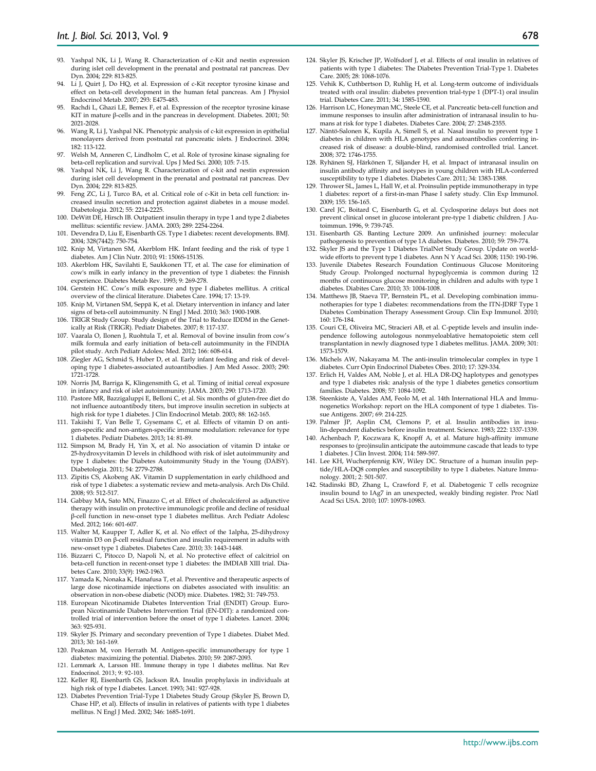93. Yashpal NK, Li J, Wang R. Characterization of c-Kit and nestin expression during islet cell development in the prenatal and postnatal rat pancreas. Dev Dyn. 2004; 229: 813-825.
94. Li J, Quirt J, Do HQ, et al. Expression of c-Kit receptor tyrosine kinase and effect on beta-cell development in the human fetal pancreas. Am J Physiol Endocrinol Metab. 2007; 293: E475-483.
95. Rachdi L, Ghazi LE, Bemex F, et al. Expression of the receptor tyrosine kinase KIT in mature β-cells and in the pancreas in development. Diabetes. 2001; 50: 2021-2028.
96. Wang R, Li J, Yashpal NK. Phenotypic analysis of c-kit expression in epithelial monolayers derived from postnatal rat pancreatic islets. J Endocrinol. 2004; 182: 113-122.
97. Welsh M, Anneren C, Lindholm C, et al. Role of tyrosine kinase signaling for beta-cell replication and survival. Ups J Med Sci. 2000; 105: 7-15.
98. Yashpal NK, Li J, Wang R. Characterization of c-kit and nestin expression during islet cell development in the prenatal and postnatal rat pancreas. Dev Dyn. 2004; 229: 813-825.
99. Feng ZC, Li J, Turco BA, et al. Critical role of c-Kit in beta cell function: increased insulin secretion and protection against diabetes in a mouse model. Diabetologia. 2012; 55: 2214-2225.
100. DeWitt DE, Hirsch IB. Outpatient insulin therapy in type 1 and type 2 diabetes mellitus: scientific review. JAMA. 2003; 289: 2254-2264.
101. Devendra D, Liu E, Eisenbarth GS. Type 1 diabetes: recent developments. BMJ. 2004; 328(7442): 750-754.
102. Knip M, Virtanen SM, Akerblom HK. Infant feeding and the risk of type 1 diabetes. Am J Clin Nutr. 2010; 91: 1506S-1513S.
103. Akerblom HK, Savilahti E, Saukkonen TT, et al. The case for elimination of cow's milk in early infancy in the prevention of type 1 diabetes: the Finnish experience. Diabetes Metab Rev. 1993; 9: 269-278.
104. Gerstein HC. Cow's milk exposure and type I diabetes mellitus. A critical overview of the clinical literature. Diabetes Care. 1994; 17: 13-19.
105. Knip M, Virtanen SM, Seppä K, et al. Dietary intervention in infancy and later signs of beta-cell autoimmunity. N Engl J Med. 2010; 363: 1900-1908.
106. TRIGR Study Group. Study design of the Trial to Reduce IDDM in the Genetically at Risk (TRIGR). Pediatr Diabetes. 2007; 8: 117-137.
107. Vaarala O, Ilonen J, Ruohtula T, et al. Removal of bovine insulin from cow's milk formula and early initiation of beta-cell autoimmunity in the FINDIA pilot study. Arch Pediatr Adolesc Med. 2012; 166: 608-614.
108. Ziegler AG, Schmid S, Huber D, et al. Early infant feeding and risk of developing type 1 diabetes-associated autoantibodies. J Am Med Assoc. 2003; 290: 1721-1728.
109. Norris JM, Barriga K, Klingensmith G, et al. Timing of initial cereal exposure in infancy and risk of islet autoimmunity. JAMA. 2003; 290: 1713-1720.
110. Pastore MR, Bazzigaluppi E, Belloni C, et al. Six months of gluten-free diet do not influence autoantibody titers, but improve insulin secretion in subjects at high risk for type 1 diabetes. J Clin Endocrinol Metab. 2003; 88: 162-165.
111. Takiishi T, Van Belle T, Gysemans C, et al. Effects of vitamin D on antigen-specific and non-antigen-specific immune modulation: relevance for type 1 diabetes. Pediatr Diabetes. 2013; 14: 81-89.
112. Simpson M, Brady H, Yin X, et al. No association of vitamin D intake or 25-hydroxyvitamin D levels in childhood with risk of islet autoimmunity and type 1 diabetes: the Diabetes Autoimmunity Study in the Young (DAISY). Diabetologia. 2011; 54: 2779-2788.
113. Zipitis CS, Akobeng AK. Vitamin D supplementation in early childhood and risk of type 1 diabetes: a systematic review and meta-analysis. Arch Dis Child. 2008; 93: 512-517.
114. Gabbay MA, Sato MN, Finazzo C, et al. Effect of cholecalciferol as adjunctive therapy with insulin on protective immunologic profile and decline of residual β-cell function in new-onset type 1 diabetes mellitus. Arch Pediatr Adolesc Med. 2012; 166: 601-607.
115. Walter M, Kaupper T, Adler K, et al. No effect of the 1alpha, 25-dihydroxy vitamin D3 on β-cell residual function and insulin requirement in adults with new-onset type 1 diabetes. Diabetes Care. 2010; 33: 1443-1448.
116. Bizzarri C, Pitocco D, Napoli N, et al. No protective effect of calcitriol on beta-cell function in recent-onset type 1 diabetes: the IMDIAB XIII trial. Diabetes Care. 2010; 33(9): 1962-1963.
117. Yamada K, Nonaka K, Hanafusa T, et al. Preventive and therapeutic aspects of large dose nicotinamide injections on diabetes associated with insulitis: an observation in non-obese diabetic (NOD) mice. Diabetes. 1982; 31: 749-753.
118. European Nicotinamide Diabetes Intervention Trial (ENDIT) Group. European Nicotinamide Diabetes Intervention Trial (EN-DIT): a randomized controlled trial of intervention before the onset of type 1 diabetes. Lancet. 2004; 363: 925-931.
119. Skyler JS. Primary and secondary prevention of Type 1 diabetes. Diabet Med. 2013; 30: 161-169.
120. Peakman M, von Herrath M. Antigen-specific immunotherapy for type 1 diabetes: maximizing the potential. Diabetes. 2010; 59: 2087-2093.
121. Lernmark A, Larsson HE. Immune therapy in type 1 diabetes mellitus. Nat Rev Endocrinol. 2013; 9: 92-103.
122. Keller RJ, Eisenbarth GS, Jackson RA. Insulin prophylaxis in individuals at high risk of type I diabetes. Lancet. 1993; 341: 927-928.
123. Diabetes Prevention Trial-Type 1 Diabetes Study Group (Skyler JS, Brown D, Chase HP, et al). Effects of insulin in relatives of patients with type 1 diabetes mellitus. N Engl J Med. 2002; 346: 1685-1691.
124. Skyler JS, Krischer JP, Wolfsdorf J, et al. Effects of oral insulin in relatives of patients with type 1 diabetes: The Diabetes Prevention Trial-Type 1. Diabetes Care. 2005; 28: 1068-1076.
125. Vehik K, Cuthbertson D, Ruhlig H, et al. Long-term outcome of individuals treated with oral insulin: diabetes prevention trial-type 1 (DPT-1) oral insulin trial. Diabetes Care. 2011; 34: 1585-1590.
126. Harrison LC, Honeyman MC, Steele CE, et al. Pancreatic beta-cell function and immune responses to insulin after administration of intranasal insulin to humans at risk for type 1 diabetes. Diabetes Care. 2004; 27: 2348-2355.
127. Näntö-Salonen K, Kupila A, Simell S, et al. Nasal insulin to prevent type 1 diabetes in children with HLA genotypes and autoantibodies conferring increased risk of disease: a double-blind, randomised controlled trial. Lancet. 2008; 372: 1746-1755.
128. Ryhänen SJ, Härkönen T, Siljander H, et al. Impact of intranasal insulin on insulin antibody affinity and isotypes in young children with HLA-conferred susceptibility to type 1 diabetes. Diabetes Care. 2011; 34: 1383-1388.
129. Thrower SL, James L, Hall W, et al. Proinsulin peptide immunotherapy in type 1 diabetes: report of a first-in-man Phase I safety study. Clin Exp Immunol. 2009; 155: 156-165.
130. Carel JC, Boitard C, Eisenbarth G, et al. Cyclosporine delays but does not prevent clinical onset in glucose intolerant pre-type 1 diabetic children. J Autoimmun. 1996, 9: 739-745.
131. Eisenbarth GS. Banting Lecture 2009. An unfinished journey: molecular pathogenesis to prevention of type 1A diabetes. Diabetes. 2010; 59: 759-774.
132. Skyler JS and the Type 1 Diabetes TrialNet Study Group. Update on worldwide efforts to prevent type 1 diabetes. Ann N Y Acad Sci. 2008; 1150: 190-196.
133. Juvenile Diabetes Research Foundation Continuous Glucose Monitoring Study Group. Prolonged nocturnal hypoglycemia is common during 12 months of continuous glucose monitoring in children and adults with type 1 diabetes. Diabites Care. 2010; 33: 1004-1008.
134. Matthews JB, Staeva TP, Bernstein PL, et al. Developing combination immunotherapies for type 1 diabetes: recommendations from the ITN-JDRF Type 1 Diabetes Combination Therapy Assessment Group. Clin Exp Immunol. 2010; 160: 176-184.
135. Couri CE, Oliveira MC, Stracieri AB, et al. C-peptide levels and insulin independence following autologous nonmyeloablative hematopoietic stem cell transplantation in newly diagnosed type 1 diabetes mellitus. JAMA. 2009; 301: 1573-1579.
136. Michels AW, Nakayama M. The anti-insulin trimolecular complex in type 1 diabetes. Curr Opin Endocrinol Diabetes Obes. 2010; 17: 329-334.
137. Erlich H, Valdes AM, Noble J, et al. HLA DR-DQ haplotypes and genotypes and type 1 diabetes risk: analysis of the type 1 diabetes genetics consortium families. Diabetes. 2008; 57: 1084-1092.
138. Steenkiste A, Valdes AM, Feolo M, et al. 14th International HLA and Immunogenetics Workshop: report on the HLA component of type 1 diabetes. Tissue Antigens. 2007; 69: 214-225.
139. Palmer JP, Asplin CM, Clemons P, et al. Insulin antibodies in insulin-dependent diabetics before insulin treatment. Science. 1983; 222: 1337-1339.
140. Achenbach P, Koczwara K, Knopff A, et al. Mature high-affinity immune responses to (pro)insulin anticipate the autoimmune cascade that leads to type 1 diabetes. J Clin Invest. 2004; 114: 589-597.
141. Lee KH, Wucherpfennig KW, Wiley DC. Structure of a human insulin peptide/HLA-DQ8 complex and susceptibility to type 1 diabetes. Nature Immunology. 2001; 2: 501-507.
142. Stadinski BD, Zhang L, Crawford F, et al. Diabetogenic T cells recognize insulin bound to IAg7 in an unexpected, weakly binding register. Proc Natl Acad Sci USA. 2010; 107: 10978-10983.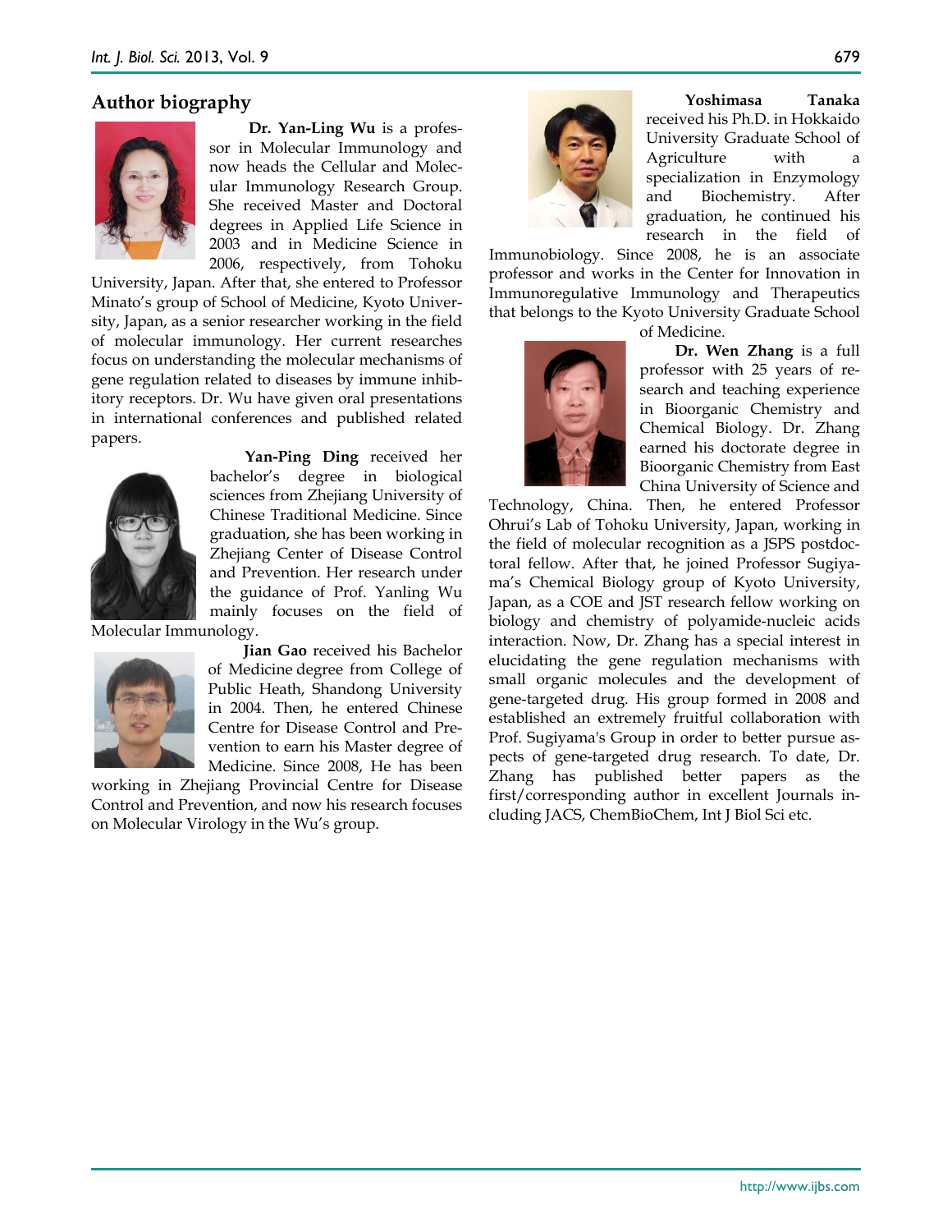## Author biography

**Dr. Yan-Ling Wu** is a professor in Molecular Immunology and now heads the Cellular and Molecular Immunology Research Group. She received Master and Doctoral degrees in Applied Life Science in 2003 and in Medicine Science in 2006, respectively, from Tohoku University, Japan. After that, she entered to Professor Minato's group of School of Medicine, Kyoto University, Japan, as a senior researcher working in the field of molecular immunology. Her current researches focus on understanding the molecular mechanisms of gene regulation related to diseases by immune inhibitory receptors. Dr. Wu have given oral presentations in international conferences and published related papers.

**Yan-Ping Ding** received her bachelor's degree in biological sciences from Zhejiang University of Chinese Traditional Medicine. Since graduation, she has been working in Zhejiang Center of Disease Control and Prevention. Her research under the guidance of Prof. Yanling Wu mainly focuses on the field of Molecular Immunology.

**Jian Gao** received his Bachelor of Medicine degree from College of Public Heath, Shandong University in 2004. Then, he entered Chinese Centre for Disease Control and Prevention to earn his Master degree of Medicine. Since 2008, He has been working in Zhejiang Provincial Centre for Disease Control and Prevention, and now his research focuses on Molecular Virology in the Wu's group.

**Yoshimasa Tanaka** received his Ph.D. in Hokkaido University Graduate School of Agriculture with a specialization in Enzymology and Biochemistry. After graduation, he continued his research in the field of Immunobiology. Since 2008, he is an associate professor and works in the Center for Innovation in Immunoregulative Immunology and Therapeutics that belongs to the Kyoto University Graduate School of Medicine.

**Dr. Wen Zhang** is a full professor with 25 years of research and teaching experience in Bioorganic Chemistry and Chemical Biology. Dr. Zhang earned his doctorate degree in Bioorganic Chemistry from East China University of Science and Technology, China. Then, he entered Professor Ohrui's Lab of Tohoku University, Japan, working in the field of molecular recognition as a JSPS postdoctoral fellow. After that, he joined Professor Sugiyama's Chemical Biology group of Kyoto University, Japan, as a COE and JST research fellow working on biology and chemistry of polyamide-nucleic acids interaction. Now, Dr. Zhang has a special interest in elucidating the gene regulation mechanisms with small organic molecules and the development of gene-targeted drug. His group formed in 2008 and established an extremely fruitful collaboration with Prof. Sugiyama's Group in order to better pursue aspects of gene-targeted drug research. To date, Dr. Zhang has published better papers as the first/corresponding author in excellent Journals including JACS, ChemBioChem, Int J Biol Sci etc.